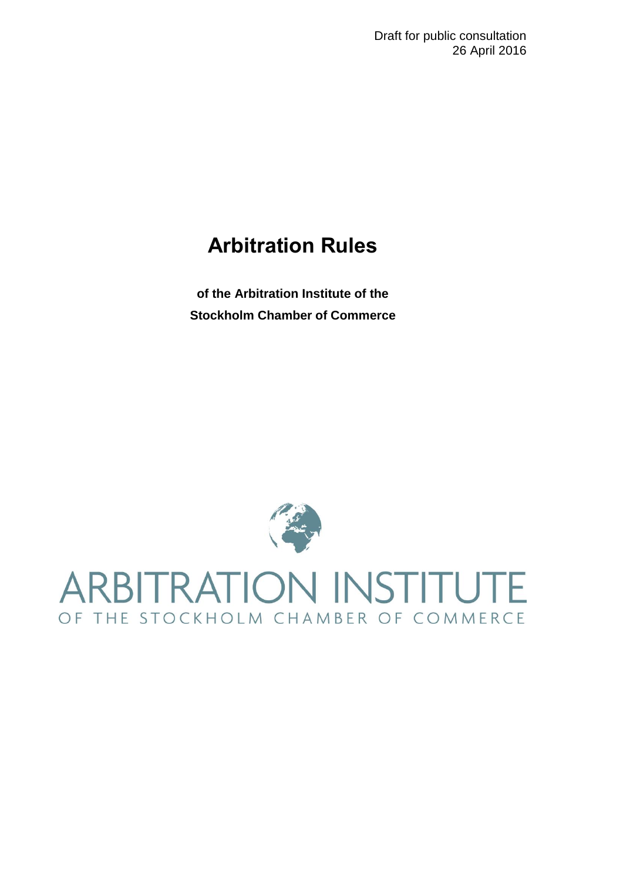Draft for public consultation
26 April 2016

# Arbitration Rules

**of the Arbitration Institute of the Stockholm Chamber of Commerce**

ARBITRATION INSTITUTE
OF THE STOCKHOLM CHAMBER OF COMMERCE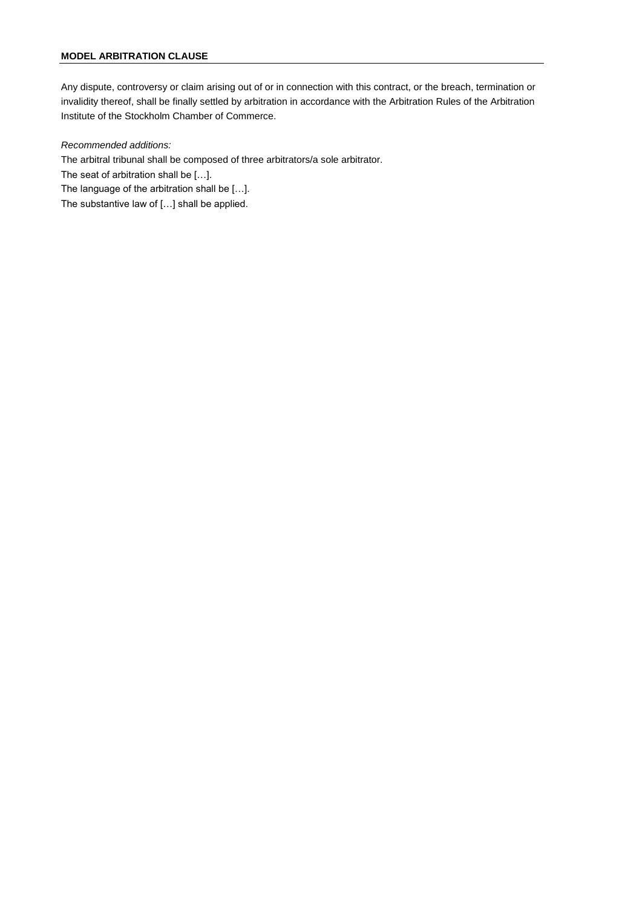## MODEL ARBITRATION CLAUSE

Any dispute, controversy or claim arising out of or in connection with this contract, or the breach, termination or invalidity thereof, shall be finally settled by arbitration in accordance with the Arbitration Rules of the Arbitration Institute of the Stockholm Chamber of Commerce.

*Recommended additions:*

The arbitral tribunal shall be composed of three arbitrators/a sole arbitrator.

The seat of arbitration shall be […].

The language of the arbitration shall be […].

The substantive law of […] shall be applied.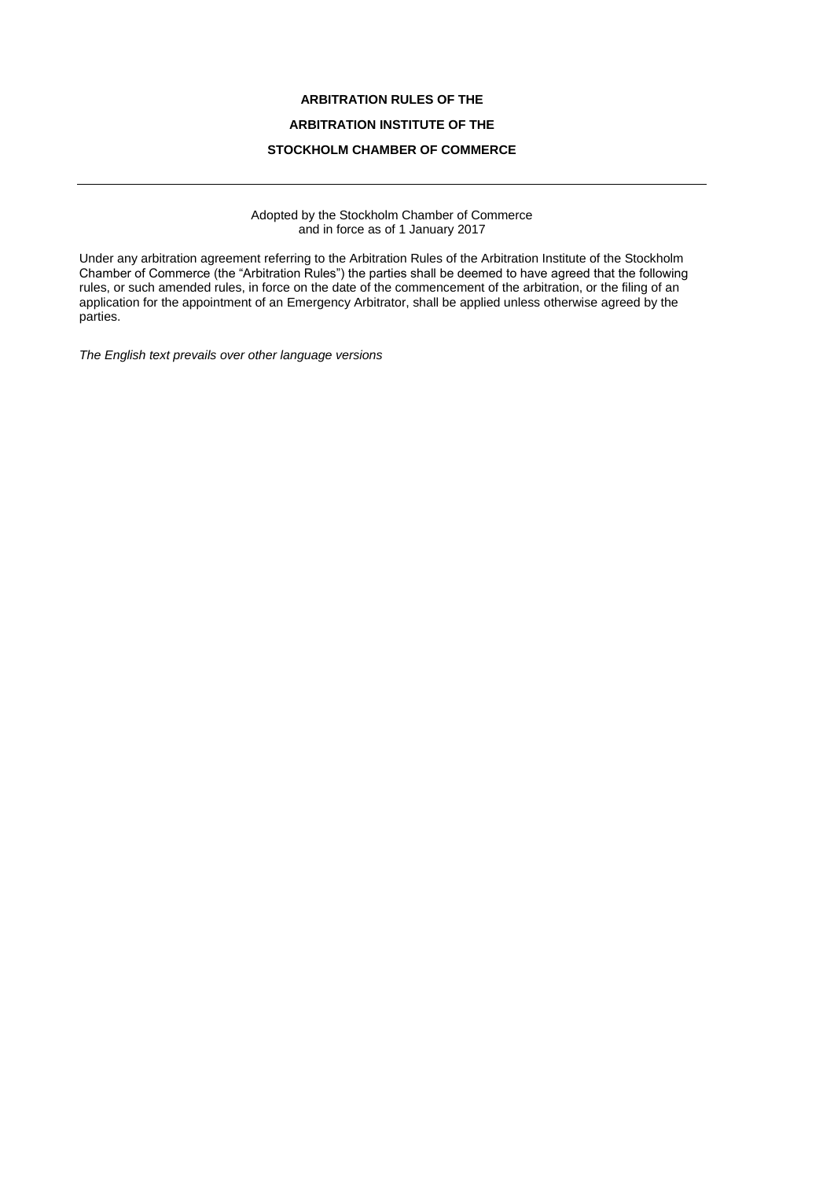# ARBITRATION RULES OF THE

# ARBITRATION INSTITUTE OF THE

# STOCKHOLM CHAMBER OF COMMERCE

---

Adopted by the Stockholm Chamber of Commerce
and in force as of 1 January 2017

Under any arbitration agreement referring to the Arbitration Rules of the Arbitration Institute of the Stockholm Chamber of Commerce (the "Arbitration Rules") the parties shall be deemed to have agreed that the following rules, or such amended rules, in force on the date of the commencement of the arbitration, or the filing of an application for the appointment of an Emergency Arbitrator, shall be applied unless otherwise agreed by the parties.

*The English text prevails over other language versions*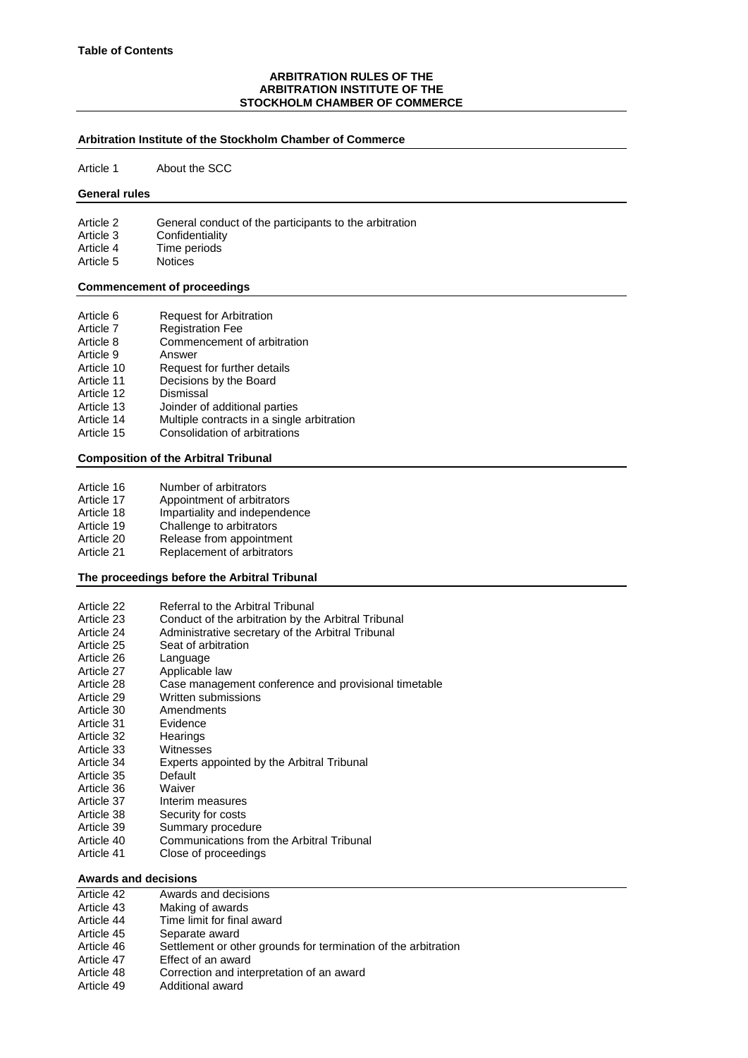**Table of Contents**

# ARBITRATION RULES OF THE ARBITRATION INSTITUTE OF THE STOCKHOLM CHAMBER OF COMMERCE

## Arbitration Institute of the Stockholm Chamber of Commerce

Article 1 About the SCC

## General rules

Article 2 General conduct of the participants to the arbitration
Article 3 Confidentiality
Article 4 Time periods
Article 5 Notices

## Commencement of proceedings

Article 6 Request for Arbitration
Article 7 Registration Fee
Article 8 Commencement of arbitration
Article 9 Answer
Article 10 Request for further details
Article 11 Decisions by the Board
Article 12 Dismissal
Article 13 Joinder of additional parties
Article 14 Multiple contracts in a single arbitration
Article 15 Consolidation of arbitrations

## Composition of the Arbitral Tribunal

Article 16 Number of arbitrators
Article 17 Appointment of arbitrators
Article 18 Impartiality and independence
Article 19 Challenge to arbitrators
Article 20 Release from appointment
Article 21 Replacement of arbitrators

## The proceedings before the Arbitral Tribunal

Article 22 Referral to the Arbitral Tribunal
Article 23 Conduct of the arbitration by the Arbitral Tribunal
Article 24 Administrative secretary of the Arbitral Tribunal
Article 25 Seat of arbitration
Article 26 Language
Article 27 Applicable law
Article 28 Case management conference and provisional timetable
Article 29 Written submissions
Article 30 Amendments
Article 31 Evidence
Article 32 Hearings
Article 33 Witnesses
Article 34 Experts appointed by the Arbitral Tribunal
Article 35 Default
Article 36 Waiver
Article 37 Interim measures
Article 38 Security for costs
Article 39 Summary procedure
Article 40 Communications from the Arbitral Tribunal
Article 41 Close of proceedings

## Awards and decisions

Article 42 Awards and decisions
Article 43 Making of awards
Article 44 Time limit for final award
Article 45 Separate award
Article 46 Settlement or other grounds for termination of the arbitration
Article 47 Effect of an award
Article 48 Correction and interpretation of an award
Article 49 Additional award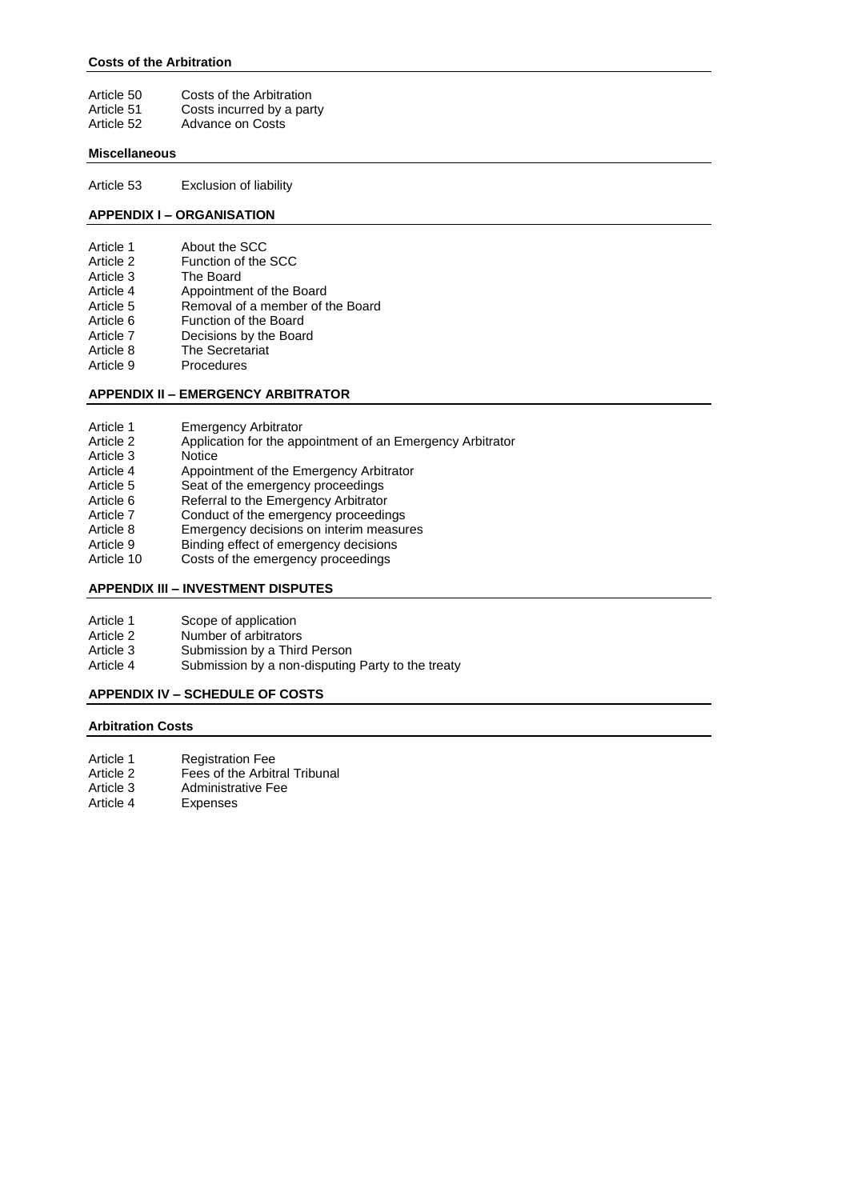**Costs of the Arbitration**

Article 50 Costs of the Arbitration
Article 51 Costs incurred by a party
Article 52 Advance on Costs

**Miscellaneous**

Article 53 Exclusion of liability

**APPENDIX I – ORGANISATION**

Article 1 About the SCC
Article 2 Function of the SCC
Article 3 The Board
Article 4 Appointment of the Board
Article 5 Removal of a member of the Board
Article 6 Function of the Board
Article 7 Decisions by the Board
Article 8 The Secretariat
Article 9 Procedures

**APPENDIX II – EMERGENCY ARBITRATOR**

Article 1 Emergency Arbitrator
Article 2 Application for the appointment of an Emergency Arbitrator
Article 3 Notice
Article 4 Appointment of the Emergency Arbitrator
Article 5 Seat of the emergency proceedings
Article 6 Referral to the Emergency Arbitrator
Article 7 Conduct of the emergency proceedings
Article 8 Emergency decisions on interim measures
Article 9 Binding effect of emergency decisions
Article 10 Costs of the emergency proceedings

**APPENDIX III – INVESTMENT DISPUTES**

Article 1 Scope of application
Article 2 Number of arbitrators
Article 3 Submission by a Third Person
Article 4 Submission by a non-disputing Party to the treaty

**APPENDIX IV – SCHEDULE OF COSTS**

**Arbitration Costs**

Article 1 Registration Fee
Article 2 Fees of the Arbitral Tribunal
Article 3 Administrative Fee
Article 4 Expenses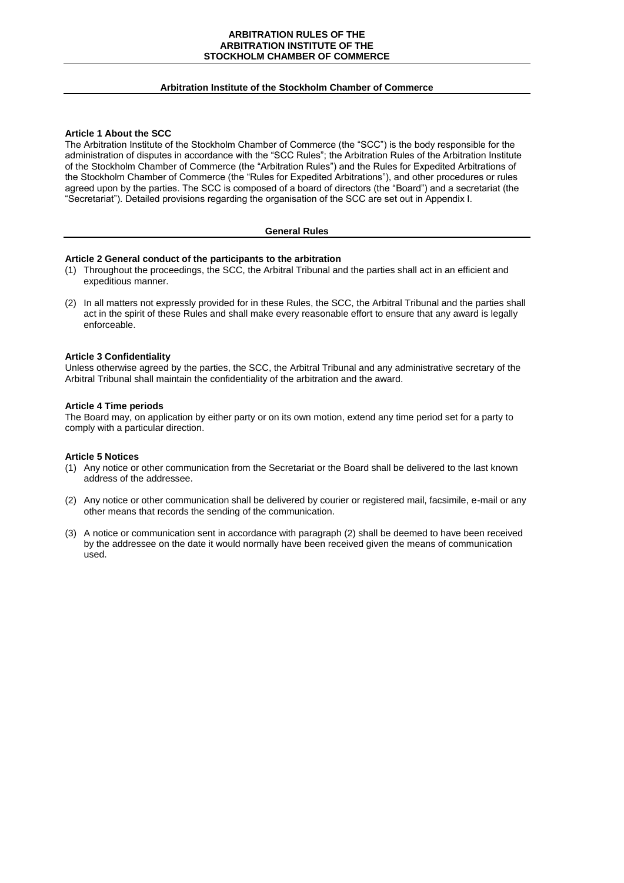# ARBITRATION RULES OF THE ARBITRATION INSTITUTE OF THE STOCKHOLM CHAMBER OF COMMERCE

## Arbitration Institute of the Stockholm Chamber of Commerce

### Article 1 About the SCC

The Arbitration Institute of the Stockholm Chamber of Commerce (the "SCC") is the body responsible for the administration of disputes in accordance with the "SCC Rules"; the Arbitration Rules of the Arbitration Institute of the Stockholm Chamber of Commerce (the "Arbitration Rules") and the Rules for Expedited Arbitrations of the Stockholm Chamber of Commerce (the "Rules for Expedited Arbitrations"), and other procedures or rules agreed upon by the parties. The SCC is composed of a board of directors (the "Board") and a secretariat (the "Secretariat"). Detailed provisions regarding the organisation of the SCC are set out in Appendix I.

## General Rules

### Article 2 General conduct of the participants to the arbitration

(1) Throughout the proceedings, the SCC, the Arbitral Tribunal and the parties shall act in an efficient and expeditious manner.

(2) In all matters not expressly provided for in these Rules, the SCC, the Arbitral Tribunal and the parties shall act in the spirit of these Rules and shall make every reasonable effort to ensure that any award is legally enforceable.

### Article 3 Confidentiality

Unless otherwise agreed by the parties, the SCC, the Arbitral Tribunal and any administrative secretary of the Arbitral Tribunal shall maintain the confidentiality of the arbitration and the award.

### Article 4 Time periods

The Board may, on application by either party or on its own motion, extend any time period set for a party to comply with a particular direction.

### Article 5 Notices

(1) Any notice or other communication from the Secretariat or the Board shall be delivered to the last known address of the addressee.

(2) Any notice or other communication shall be delivered by courier or registered mail, facsimile, e-mail or any other means that records the sending of the communication.

(3) A notice or communication sent in accordance with paragraph (2) shall be deemed to have been received by the addressee on the date it would normally have been received given the means of communication used.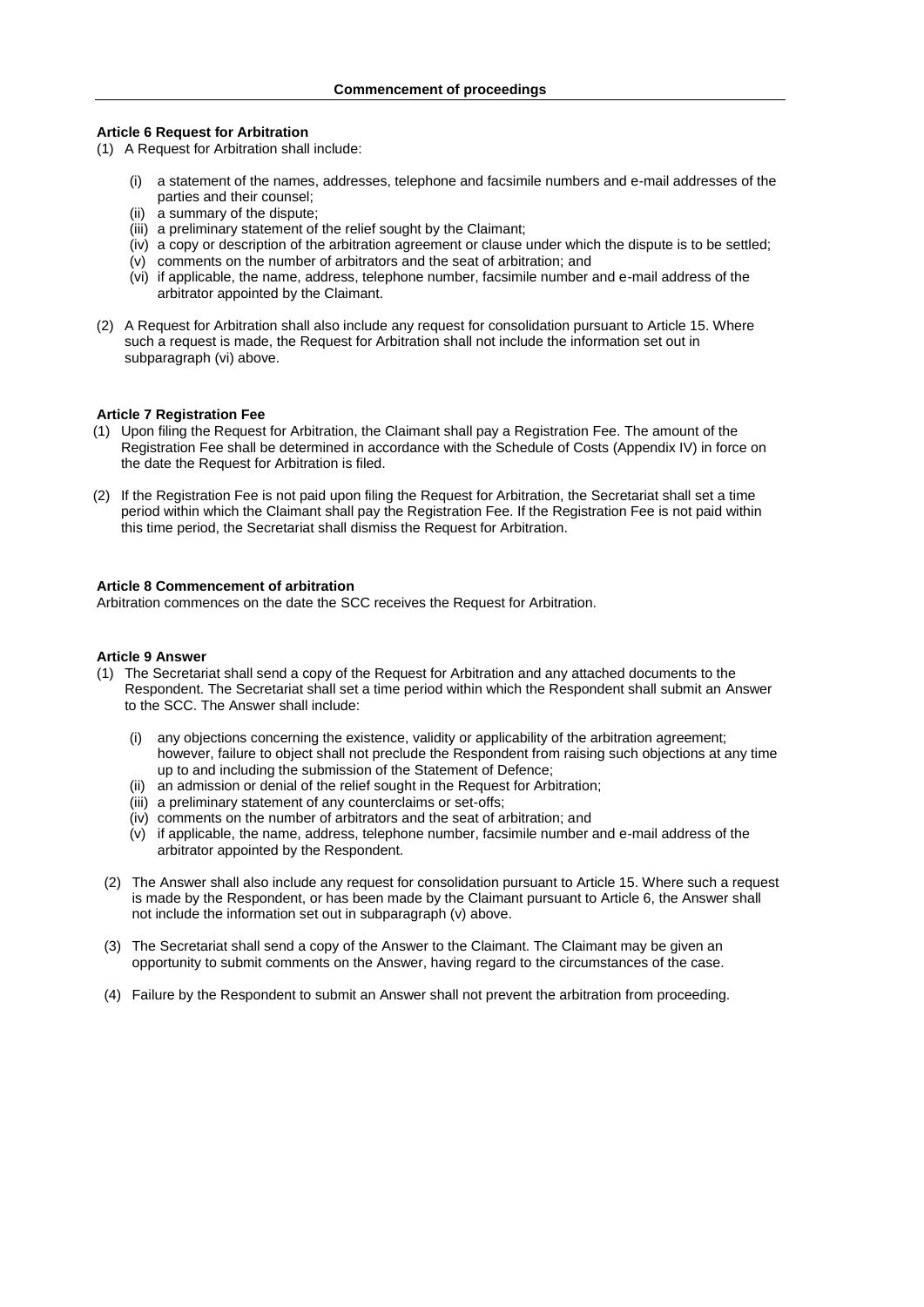## Commencement of proceedings

### Article 6 Request for Arbitration

(1) A Request for Arbitration shall include:

- (i) a statement of the names, addresses, telephone and facsimile numbers and e-mail addresses of the parties and their counsel;
- (ii) a summary of the dispute;
- (iii) a preliminary statement of the relief sought by the Claimant;
- (iv) a copy or description of the arbitration agreement or clause under which the dispute is to be settled;
- (v) comments on the number of arbitrators and the seat of arbitration; and
- (vi) if applicable, the name, address, telephone number, facsimile number and e-mail address of the arbitrator appointed by the Claimant.

(2) A Request for Arbitration shall also include any request for consolidation pursuant to Article 15. Where such a request is made, the Request for Arbitration shall not include the information set out in subparagraph (vi) above.

### Article 7 Registration Fee

(1) Upon filing the Request for Arbitration, the Claimant shall pay a Registration Fee. The amount of the Registration Fee shall be determined in accordance with the Schedule of Costs (Appendix IV) in force on the date the Request for Arbitration is filed.

(2) If the Registration Fee is not paid upon filing the Request for Arbitration, the Secretariat shall set a time period within which the Claimant shall pay the Registration Fee. If the Registration Fee is not paid within this time period, the Secretariat shall dismiss the Request for Arbitration.

### Article 8 Commencement of arbitration

Arbitration commences on the date the SCC receives the Request for Arbitration.

### Article 9 Answer

(1) The Secretariat shall send a copy of the Request for Arbitration and any attached documents to the Respondent. The Secretariat shall set a time period within which the Respondent shall submit an Answer to the SCC. The Answer shall include:

- (i) any objections concerning the existence, validity or applicability of the arbitration agreement; however, failure to object shall not preclude the Respondent from raising such objections at any time up to and including the submission of the Statement of Defence;
- (ii) an admission or denial of the relief sought in the Request for Arbitration;
- (iii) a preliminary statement of any counterclaims or set-offs;
- (iv) comments on the number of arbitrators and the seat of arbitration; and
- (v) if applicable, the name, address, telephone number, facsimile number and e-mail address of the arbitrator appointed by the Respondent.

(2) The Answer shall also include any request for consolidation pursuant to Article 15. Where such a request is made by the Respondent, or has been made by the Claimant pursuant to Article 6, the Answer shall not include the information set out in subparagraph (v) above.

(3) The Secretariat shall send a copy of the Answer to the Claimant. The Claimant may be given an opportunity to submit comments on the Answer, having regard to the circumstances of the case.

(4) Failure by the Respondent to submit an Answer shall not prevent the arbitration from proceeding.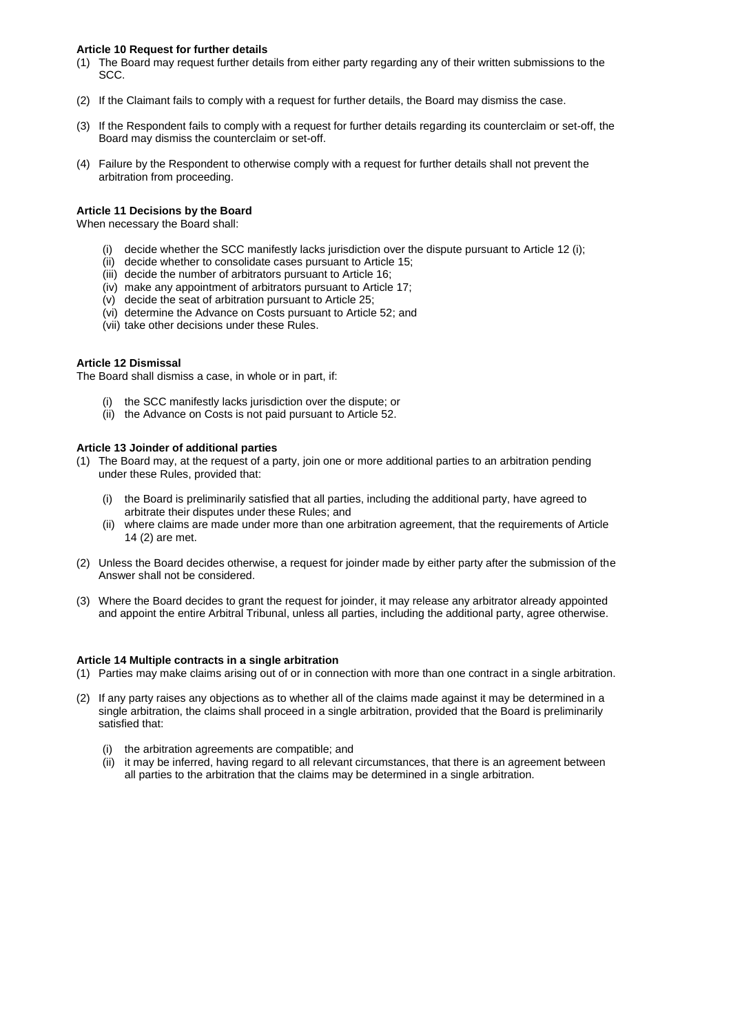**Article 10 Request for further details**

(1) The Board may request further details from either party regarding any of their written submissions to the SCC.

(2) If the Claimant fails to comply with a request for further details, the Board may dismiss the case.

(3) If the Respondent fails to comply with a request for further details regarding its counterclaim or set-off, the Board may dismiss the counterclaim or set-off.

(4) Failure by the Respondent to otherwise comply with a request for further details shall not prevent the arbitration from proceeding.

**Article 11 Decisions by the Board**

When necessary the Board shall:

- (i) decide whether the SCC manifestly lacks jurisdiction over the dispute pursuant to Article 12 (i);
- (ii) decide whether to consolidate cases pursuant to Article 15;
- (iii) decide the number of arbitrators pursuant to Article 16;
- (iv) make any appointment of arbitrators pursuant to Article 17;
- (v) decide the seat of arbitration pursuant to Article 25;
- (vi) determine the Advance on Costs pursuant to Article 52; and
- (vii) take other decisions under these Rules.

**Article 12 Dismissal**

The Board shall dismiss a case, in whole or in part, if:

- (i) the SCC manifestly lacks jurisdiction over the dispute; or
- (ii) the Advance on Costs is not paid pursuant to Article 52.

**Article 13 Joinder of additional parties**

(1) The Board may, at the request of a party, join one or more additional parties to an arbitration pending under these Rules, provided that:

- (i) the Board is preliminarily satisfied that all parties, including the additional party, have agreed to arbitrate their disputes under these Rules; and
- (ii) where claims are made under more than one arbitration agreement, that the requirements of Article 14 (2) are met.

(2) Unless the Board decides otherwise, a request for joinder made by either party after the submission of the Answer shall not be considered.

(3) Where the Board decides to grant the request for joinder, it may release any arbitrator already appointed and appoint the entire Arbitral Tribunal, unless all parties, including the additional party, agree otherwise.

**Article 14 Multiple contracts in a single arbitration**

(1) Parties may make claims arising out of or in connection with more than one contract in a single arbitration.

(2) If any party raises any objections as to whether all of the claims made against it may be determined in a single arbitration, the claims shall proceed in a single arbitration, provided that the Board is preliminarily satisfied that:

- (i) the arbitration agreements are compatible; and
- (ii) it may be inferred, having regard to all relevant circumstances, that there is an agreement between all parties to the arbitration that the claims may be determined in a single arbitration.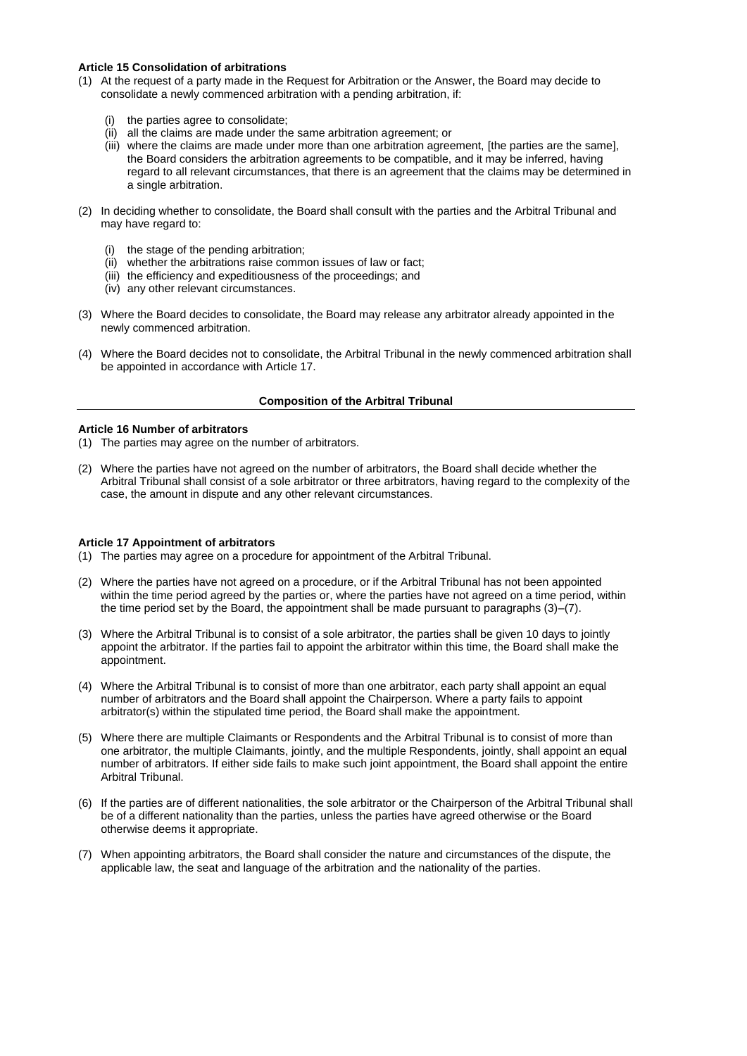**Article 15 Consolidation of arbitrations**

(1) At the request of a party made in the Request for Arbitration or the Answer, the Board may decide to consolidate a newly commenced arbitration with a pending arbitration, if:

   (i) the parties agree to consolidate;
   (ii) all the claims are made under the same arbitration agreement; or
   (iii) where the claims are made under more than one arbitration agreement, [the parties are the same], the Board considers the arbitration agreements to be compatible, and it may be inferred, having regard to all relevant circumstances, that there is an agreement that the claims may be determined in a single arbitration.

(2) In deciding whether to consolidate, the Board shall consult with the parties and the Arbitral Tribunal and may have regard to:

   (i) the stage of the pending arbitration;
   (ii) whether the arbitrations raise common issues of law or fact;
   (iii) the efficiency and expeditiousness of the proceedings; and
   (iv) any other relevant circumstances.

(3) Where the Board decides to consolidate, the Board may release any arbitrator already appointed in the newly commenced arbitration.

(4) Where the Board decides not to consolidate, the Arbitral Tribunal in the newly commenced arbitration shall be appointed in accordance with Article 17.

## Composition of the Arbitral Tribunal

**Article 16 Number of arbitrators**

(1) The parties may agree on the number of arbitrators.

(2) Where the parties have not agreed on the number of arbitrators, the Board shall decide whether the Arbitral Tribunal shall consist of a sole arbitrator or three arbitrators, having regard to the complexity of the case, the amount in dispute and any other relevant circumstances.

**Article 17 Appointment of arbitrators**

(1) The parties may agree on a procedure for appointment of the Arbitral Tribunal.

(2) Where the parties have not agreed on a procedure, or if the Arbitral Tribunal has not been appointed within the time period agreed by the parties or, where the parties have not agreed on a time period, within the time period set by the Board, the appointment shall be made pursuant to paragraphs (3)–(7).

(3) Where the Arbitral Tribunal is to consist of a sole arbitrator, the parties shall be given 10 days to jointly appoint the arbitrator. If the parties fail to appoint the arbitrator within this time, the Board shall make the appointment.

(4) Where the Arbitral Tribunal is to consist of more than one arbitrator, each party shall appoint an equal number of arbitrators and the Board shall appoint the Chairperson. Where a party fails to appoint arbitrator(s) within the stipulated time period, the Board shall make the appointment.

(5) Where there are multiple Claimants or Respondents and the Arbitral Tribunal is to consist of more than one arbitrator, the multiple Claimants, jointly, and the multiple Respondents, jointly, shall appoint an equal number of arbitrators. If either side fails to make such joint appointment, the Board shall appoint the entire Arbitral Tribunal.

(6) If the parties are of different nationalities, the sole arbitrator or the Chairperson of the Arbitral Tribunal shall be of a different nationality than the parties, unless the parties have agreed otherwise or the Board otherwise deems it appropriate.

(7) When appointing arbitrators, the Board shall consider the nature and circumstances of the dispute, the applicable law, the seat and language of the arbitration and the nationality of the parties.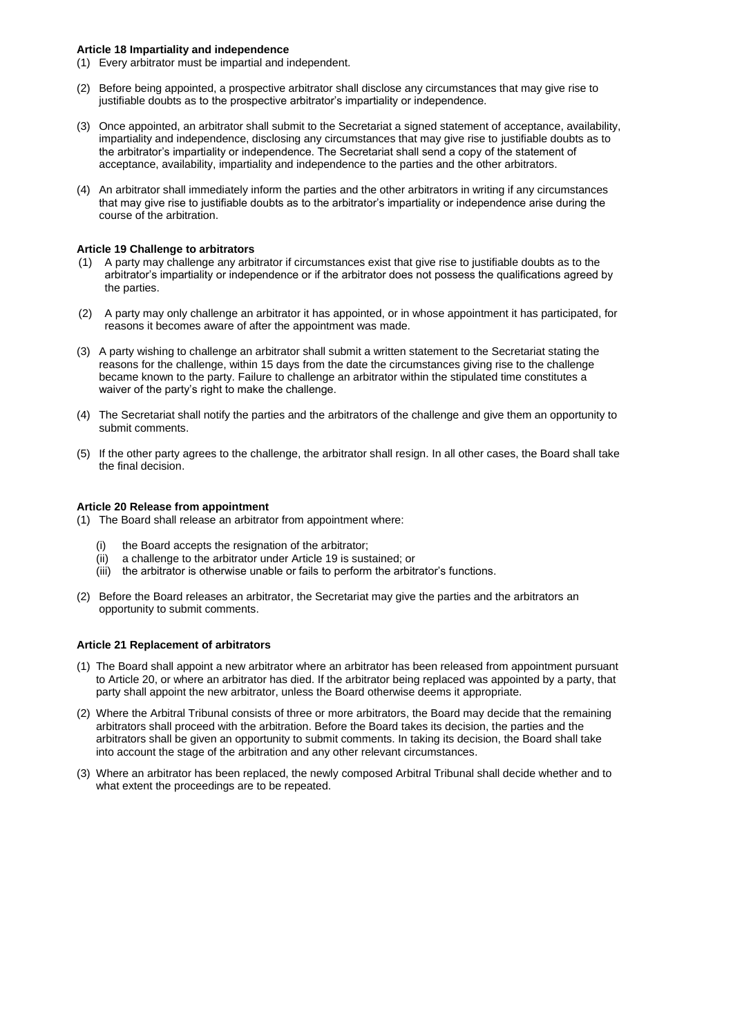### Article 18 Impartiality and independence

(1) Every arbitrator must be impartial and independent.

(2) Before being appointed, a prospective arbitrator shall disclose any circumstances that may give rise to justifiable doubts as to the prospective arbitrator's impartiality or independence.

(3) Once appointed, an arbitrator shall submit to the Secretariat a signed statement of acceptance, availability, impartiality and independence, disclosing any circumstances that may give rise to justifiable doubts as to the arbitrator's impartiality or independence. The Secretariat shall send a copy of the statement of acceptance, availability, impartiality and independence to the parties and the other arbitrators.

(4) An arbitrator shall immediately inform the parties and the other arbitrators in writing if any circumstances that may give rise to justifiable doubts as to the arbitrator's impartiality or independence arise during the course of the arbitration.

### Article 19 Challenge to arbitrators

(1) A party may challenge any arbitrator if circumstances exist that give rise to justifiable doubts as to the arbitrator's impartiality or independence or if the arbitrator does not possess the qualifications agreed by the parties.

(2) A party may only challenge an arbitrator it has appointed, or in whose appointment it has participated, for reasons it becomes aware of after the appointment was made.

(3) A party wishing to challenge an arbitrator shall submit a written statement to the Secretariat stating the reasons for the challenge, within 15 days from the date the circumstances giving rise to the challenge became known to the party. Failure to challenge an arbitrator within the stipulated time constitutes a waiver of the party's right to make the challenge.

(4) The Secretariat shall notify the parties and the arbitrators of the challenge and give them an opportunity to submit comments.

(5) If the other party agrees to the challenge, the arbitrator shall resign. In all other cases, the Board shall take the final decision.

### Article 20 Release from appointment

(1) The Board shall release an arbitrator from appointment where:

- (i) the Board accepts the resignation of the arbitrator;
- (ii) a challenge to the arbitrator under Article 19 is sustained; or
- (iii) the arbitrator is otherwise unable or fails to perform the arbitrator's functions.

(2) Before the Board releases an arbitrator, the Secretariat may give the parties and the arbitrators an opportunity to submit comments.

### Article 21 Replacement of arbitrators

(1) The Board shall appoint a new arbitrator where an arbitrator has been released from appointment pursuant to Article 20, or where an arbitrator has died. If the arbitrator being replaced was appointed by a party, that party shall appoint the new arbitrator, unless the Board otherwise deems it appropriate.

(2) Where the Arbitral Tribunal consists of three or more arbitrators, the Board may decide that the remaining arbitrators shall proceed with the arbitration. Before the Board takes its decision, the parties and the arbitrators shall be given an opportunity to submit comments. In taking its decision, the Board shall take into account the stage of the arbitration and any other relevant circumstances.

(3) Where an arbitrator has been replaced, the newly composed Arbitral Tribunal shall decide whether and to what extent the proceedings are to be repeated.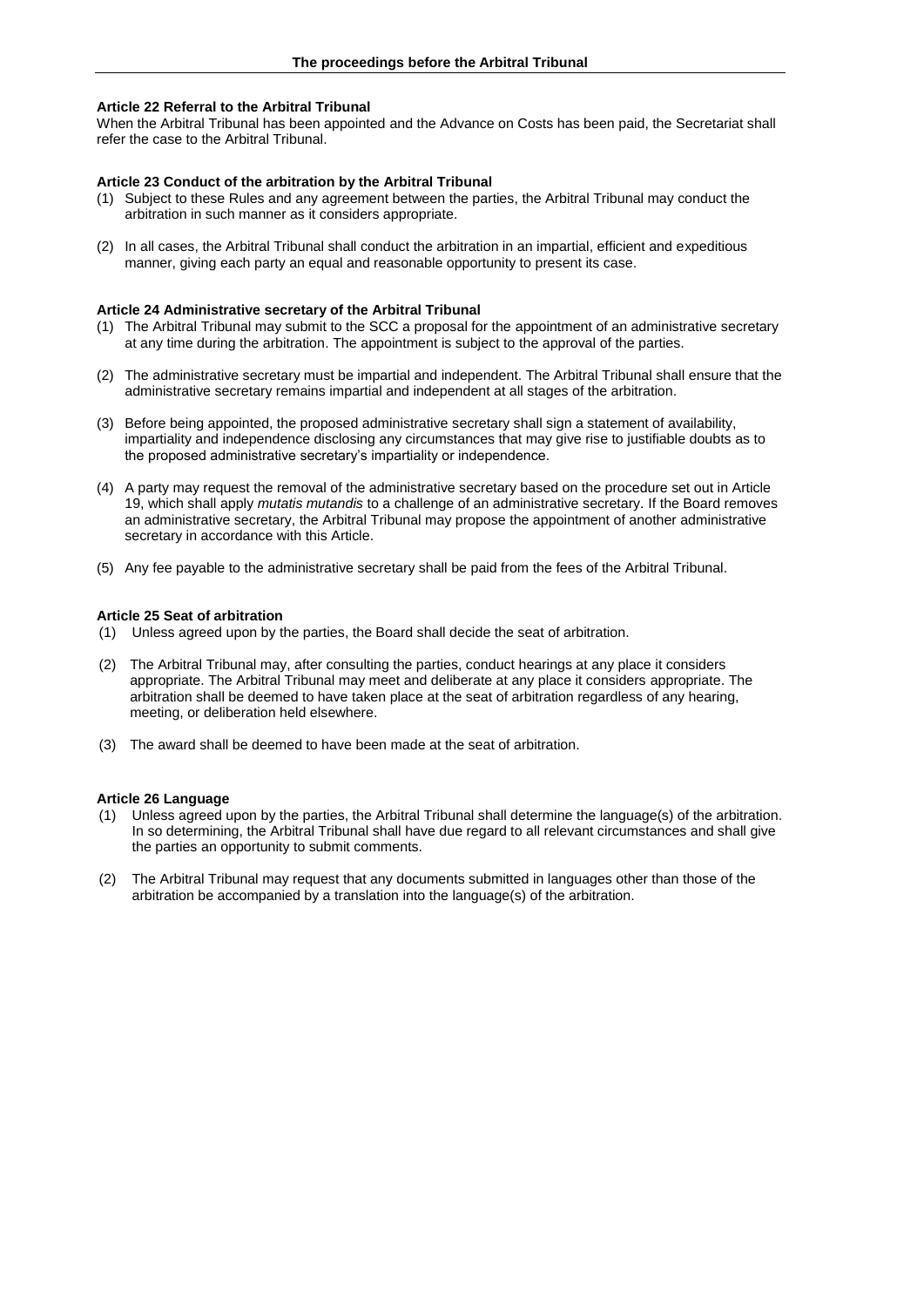## The proceedings before the Arbitral Tribunal

**Article 22 Referral to the Arbitral Tribunal**

When the Arbitral Tribunal has been appointed and the Advance on Costs has been paid, the Secretariat shall refer the case to the Arbitral Tribunal.

**Article 23 Conduct of the arbitration by the Arbitral Tribunal**

(1) Subject to these Rules and any agreement between the parties, the Arbitral Tribunal may conduct the arbitration in such manner as it considers appropriate.

(2) In all cases, the Arbitral Tribunal shall conduct the arbitration in an impartial, efficient and expeditious manner, giving each party an equal and reasonable opportunity to present its case.

**Article 24 Administrative secretary of the Arbitral Tribunal**

(1) The Arbitral Tribunal may submit to the SCC a proposal for the appointment of an administrative secretary at any time during the arbitration. The appointment is subject to the approval of the parties.

(2) The administrative secretary must be impartial and independent. The Arbitral Tribunal shall ensure that the administrative secretary remains impartial and independent at all stages of the arbitration.

(3) Before being appointed, the proposed administrative secretary shall sign a statement of availability, impartiality and independence disclosing any circumstances that may give rise to justifiable doubts as to the proposed administrative secretary's impartiality or independence.

(4) A party may request the removal of the administrative secretary based on the procedure set out in Article 19, which shall apply *mutatis mutandis* to a challenge of an administrative secretary. If the Board removes an administrative secretary, the Arbitral Tribunal may propose the appointment of another administrative secretary in accordance with this Article.

(5) Any fee payable to the administrative secretary shall be paid from the fees of the Arbitral Tribunal.

**Article 25 Seat of arbitration**

(1) Unless agreed upon by the parties, the Board shall decide the seat of arbitration.

(2) The Arbitral Tribunal may, after consulting the parties, conduct hearings at any place it considers appropriate. The Arbitral Tribunal may meet and deliberate at any place it considers appropriate. The arbitration shall be deemed to have taken place at the seat of arbitration regardless of any hearing, meeting, or deliberation held elsewhere.

(3) The award shall be deemed to have been made at the seat of arbitration.

**Article 26 Language**

(1) Unless agreed upon by the parties, the Arbitral Tribunal shall determine the language(s) of the arbitration. In so determining, the Arbitral Tribunal shall have due regard to all relevant circumstances and shall give the parties an opportunity to submit comments.

(2) The Arbitral Tribunal may request that any documents submitted in languages other than those of the arbitration be accompanied by a translation into the language(s) of the arbitration.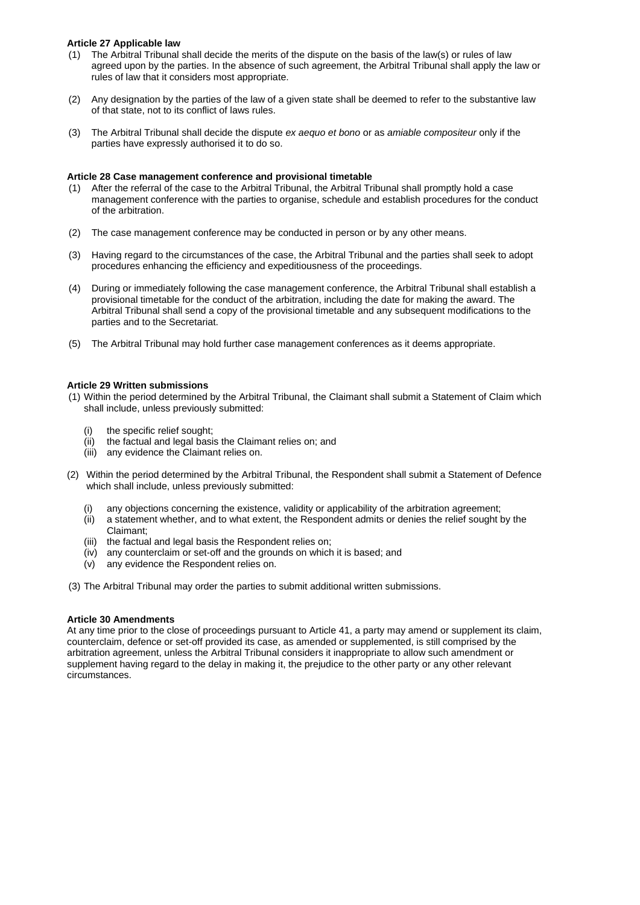**Article 27 Applicable law**

(1) The Arbitral Tribunal shall decide the merits of the dispute on the basis of the law(s) or rules of law agreed upon by the parties. In the absence of such agreement, the Arbitral Tribunal shall apply the law or rules of law that it considers most appropriate.

(2) Any designation by the parties of the law of a given state shall be deemed to refer to the substantive law of that state, not to its conflict of laws rules.

(3) The Arbitral Tribunal shall decide the dispute *ex aequo et bono* or as *amiable compositeur* only if the parties have expressly authorised it to do so.

**Article 28 Case management conference and provisional timetable**

(1) After the referral of the case to the Arbitral Tribunal, the Arbitral Tribunal shall promptly hold a case management conference with the parties to organise, schedule and establish procedures for the conduct of the arbitration.

(2) The case management conference may be conducted in person or by any other means.

(3) Having regard to the circumstances of the case, the Arbitral Tribunal and the parties shall seek to adopt procedures enhancing the efficiency and expeditiousness of the proceedings.

(4) During or immediately following the case management conference, the Arbitral Tribunal shall establish a provisional timetable for the conduct of the arbitration, including the date for making the award. The Arbitral Tribunal shall send a copy of the provisional timetable and any subsequent modifications to the parties and to the Secretariat.

(5) The Arbitral Tribunal may hold further case management conferences as it deems appropriate.

**Article 29 Written submissions**

(1) Within the period determined by the Arbitral Tribunal, the Claimant shall submit a Statement of Claim which shall include, unless previously submitted:

(i) the specific relief sought;
(ii) the factual and legal basis the Claimant relies on; and
(iii) any evidence the Claimant relies on.

(2) Within the period determined by the Arbitral Tribunal, the Respondent shall submit a Statement of Defence which shall include, unless previously submitted:

(i) any objections concerning the existence, validity or applicability of the arbitration agreement;
(ii) a statement whether, and to what extent, the Respondent admits or denies the relief sought by the Claimant;
(iii) the factual and legal basis the Respondent relies on;
(iv) any counterclaim or set-off and the grounds on which it is based; and
(v) any evidence the Respondent relies on.

(3) The Arbitral Tribunal may order the parties to submit additional written submissions.

**Article 30 Amendments**

At any time prior to the close of proceedings pursuant to Article 41, a party may amend or supplement its claim, counterclaim, defence or set-off provided its case, as amended or supplemented, is still comprised by the arbitration agreement, unless the Arbitral Tribunal considers it inappropriate to allow such amendment or supplement having regard to the delay in making it, the prejudice to the other party or any other relevant circumstances.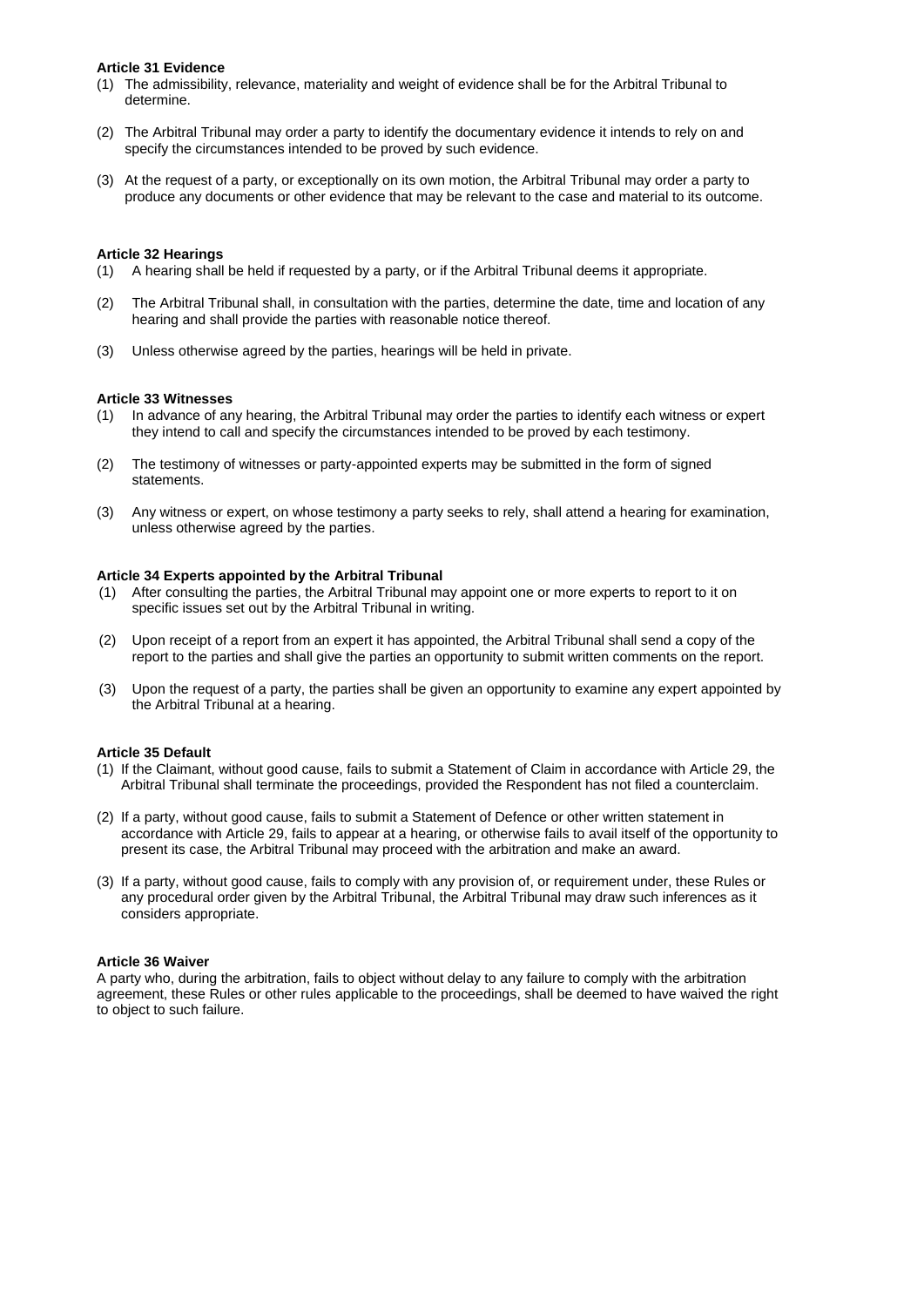**Article 31 Evidence**

(1) The admissibility, relevance, materiality and weight of evidence shall be for the Arbitral Tribunal to determine.

(2) The Arbitral Tribunal may order a party to identify the documentary evidence it intends to rely on and specify the circumstances intended to be proved by such evidence.

(3) At the request of a party, or exceptionally on its own motion, the Arbitral Tribunal may order a party to produce any documents or other evidence that may be relevant to the case and material to its outcome.

**Article 32 Hearings**

(1) A hearing shall be held if requested by a party, or if the Arbitral Tribunal deems it appropriate.

(2) The Arbitral Tribunal shall, in consultation with the parties, determine the date, time and location of any hearing and shall provide the parties with reasonable notice thereof.

(3) Unless otherwise agreed by the parties, hearings will be held in private.

**Article 33 Witnesses**

(1) In advance of any hearing, the Arbitral Tribunal may order the parties to identify each witness or expert they intend to call and specify the circumstances intended to be proved by each testimony.

(2) The testimony of witnesses or party-appointed experts may be submitted in the form of signed statements.

(3) Any witness or expert, on whose testimony a party seeks to rely, shall attend a hearing for examination, unless otherwise agreed by the parties.

**Article 34 Experts appointed by the Arbitral Tribunal**

(1) After consulting the parties, the Arbitral Tribunal may appoint one or more experts to report to it on specific issues set out by the Arbitral Tribunal in writing.

(2) Upon receipt of a report from an expert it has appointed, the Arbitral Tribunal shall send a copy of the report to the parties and shall give the parties an opportunity to submit written comments on the report.

(3) Upon the request of a party, the parties shall be given an opportunity to examine any expert appointed by the Arbitral Tribunal at a hearing.

**Article 35 Default**

(1) If the Claimant, without good cause, fails to submit a Statement of Claim in accordance with Article 29, the Arbitral Tribunal shall terminate the proceedings, provided the Respondent has not filed a counterclaim.

(2) If a party, without good cause, fails to submit a Statement of Defence or other written statement in accordance with Article 29, fails to appear at a hearing, or otherwise fails to avail itself of the opportunity to present its case, the Arbitral Tribunal may proceed with the arbitration and make an award.

(3) If a party, without good cause, fails to comply with any provision of, or requirement under, these Rules or any procedural order given by the Arbitral Tribunal, the Arbitral Tribunal may draw such inferences as it considers appropriate.

**Article 36 Waiver**

A party who, during the arbitration, fails to object without delay to any failure to comply with the arbitration agreement, these Rules or other rules applicable to the proceedings, shall be deemed to have waived the right to object to such failure.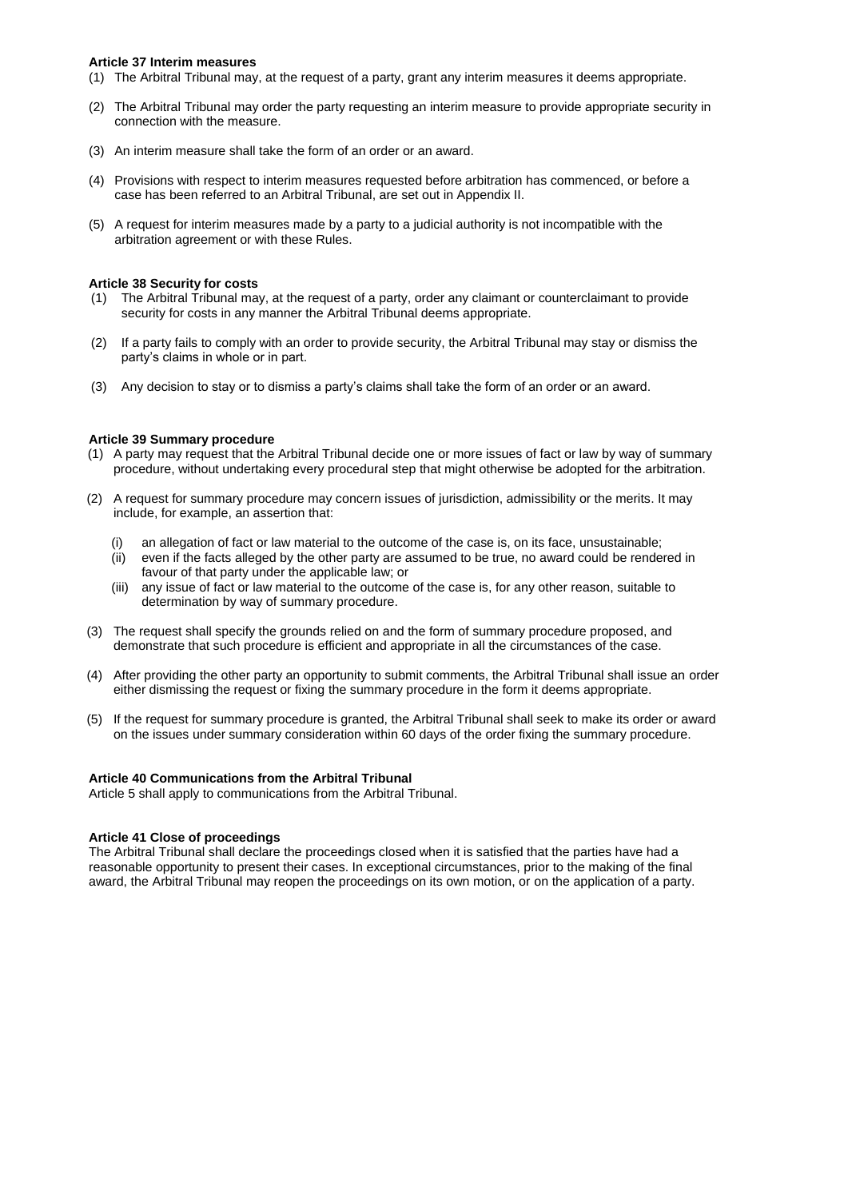**Article 37 Interim measures**

(1) The Arbitral Tribunal may, at the request of a party, grant any interim measures it deems appropriate.

(2) The Arbitral Tribunal may order the party requesting an interim measure to provide appropriate security in connection with the measure.

(3) An interim measure shall take the form of an order or an award.

(4) Provisions with respect to interim measures requested before arbitration has commenced, or before a case has been referred to an Arbitral Tribunal, are set out in Appendix II.

(5) A request for interim measures made by a party to a judicial authority is not incompatible with the arbitration agreement or with these Rules.

**Article 38 Security for costs**

(1) The Arbitral Tribunal may, at the request of a party, order any claimant or counterclaimant to provide security for costs in any manner the Arbitral Tribunal deems appropriate.

(2) If a party fails to comply with an order to provide security, the Arbitral Tribunal may stay or dismiss the party's claims in whole or in part.

(3) Any decision to stay or to dismiss a party's claims shall take the form of an order or an award.

**Article 39 Summary procedure**

(1) A party may request that the Arbitral Tribunal decide one or more issues of fact or law by way of summary procedure, without undertaking every procedural step that might otherwise be adopted for the arbitration.

(2) A request for summary procedure may concern issues of jurisdiction, admissibility or the merits. It may include, for example, an assertion that:

   (i) an allegation of fact or law material to the outcome of the case is, on its face, unsustainable;
   (ii) even if the facts alleged by the other party are assumed to be true, no award could be rendered in favour of that party under the applicable law; or
   (iii) any issue of fact or law material to the outcome of the case is, for any other reason, suitable to determination by way of summary procedure.

(3) The request shall specify the grounds relied on and the form of summary procedure proposed, and demonstrate that such procedure is efficient and appropriate in all the circumstances of the case.

(4) After providing the other party an opportunity to submit comments, the Arbitral Tribunal shall issue an order either dismissing the request or fixing the summary procedure in the form it deems appropriate.

(5) If the request for summary procedure is granted, the Arbitral Tribunal shall seek to make its order or award on the issues under summary consideration within 60 days of the order fixing the summary procedure.

**Article 40 Communications from the Arbitral Tribunal**

Article 5 shall apply to communications from the Arbitral Tribunal.

**Article 41 Close of proceedings**

The Arbitral Tribunal shall declare the proceedings closed when it is satisfied that the parties have had a reasonable opportunity to present their cases. In exceptional circumstances, prior to the making of the final award, the Arbitral Tribunal may reopen the proceedings on its own motion, or on the application of a party.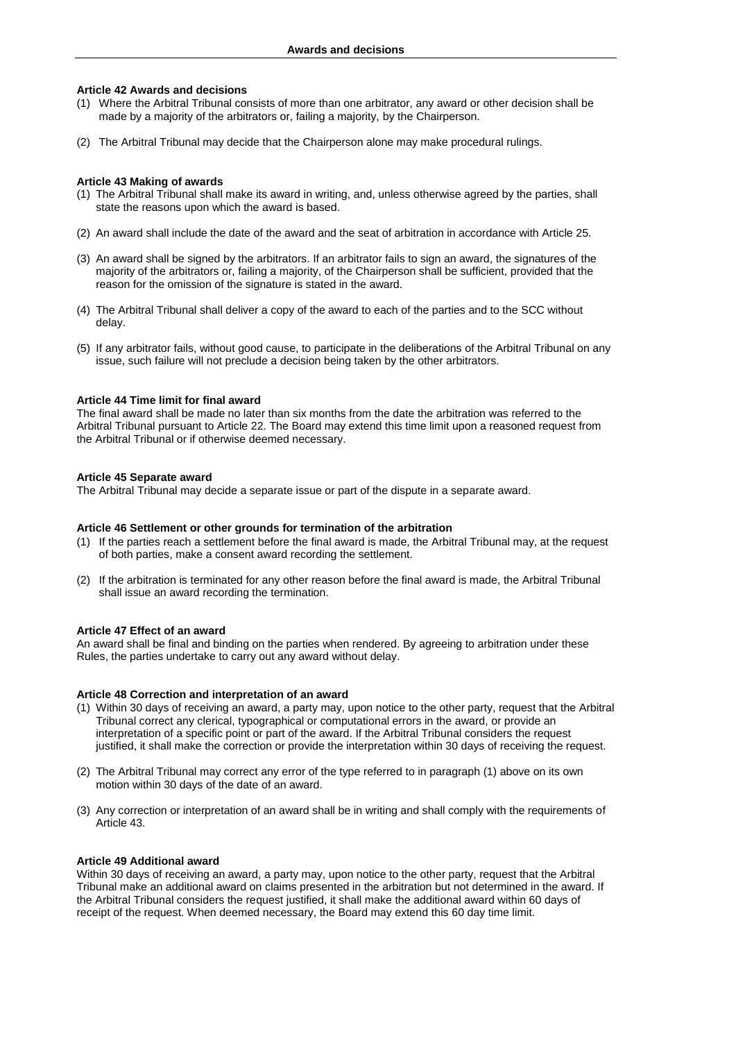### Article 42 Awards and decisions

(1) Where the Arbitral Tribunal consists of more than one arbitrator, any award or other decision shall be made by a majority of the arbitrators or, failing a majority, by the Chairperson.

(2) The Arbitral Tribunal may decide that the Chairperson alone may make procedural rulings.

### Article 43 Making of awards

(1) The Arbitral Tribunal shall make its award in writing, and, unless otherwise agreed by the parties, shall state the reasons upon which the award is based.

(2) An award shall include the date of the award and the seat of arbitration in accordance with Article 25.

(3) An award shall be signed by the arbitrators. If an arbitrator fails to sign an award, the signatures of the majority of the arbitrators or, failing a majority, of the Chairperson shall be sufficient, provided that the reason for the omission of the signature is stated in the award.

(4) The Arbitral Tribunal shall deliver a copy of the award to each of the parties and to the SCC without delay.

(5) If any arbitrator fails, without good cause, to participate in the deliberations of the Arbitral Tribunal on any issue, such failure will not preclude a decision being taken by the other arbitrators.

### Article 44 Time limit for final award

The final award shall be made no later than six months from the date the arbitration was referred to the Arbitral Tribunal pursuant to Article 22. The Board may extend this time limit upon a reasoned request from the Arbitral Tribunal or if otherwise deemed necessary.

### Article 45 Separate award

The Arbitral Tribunal may decide a separate issue or part of the dispute in a separate award.

### Article 46 Settlement or other grounds for termination of the arbitration

(1) If the parties reach a settlement before the final award is made, the Arbitral Tribunal may, at the request of both parties, make a consent award recording the settlement.

(2) If the arbitration is terminated for any other reason before the final award is made, the Arbitral Tribunal shall issue an award recording the termination.

### Article 47 Effect of an award

An award shall be final and binding on the parties when rendered. By agreeing to arbitration under these Rules, the parties undertake to carry out any award without delay.

### Article 48 Correction and interpretation of an award

(1) Within 30 days of receiving an award, a party may, upon notice to the other party, request that the Arbitral Tribunal correct any clerical, typographical or computational errors in the award, or provide an interpretation of a specific point or part of the award. If the Arbitral Tribunal considers the request justified, it shall make the correction or provide the interpretation within 30 days of receiving the request.

(2) The Arbitral Tribunal may correct any error of the type referred to in paragraph (1) above on its own motion within 30 days of the date of an award.

(3) Any correction or interpretation of an award shall be in writing and shall comply with the requirements of Article 43.

### Article 49 Additional award

Within 30 days of receiving an award, a party may, upon notice to the other party, request that the Arbitral Tribunal make an additional award on claims presented in the arbitration but not determined in the award. If the Arbitral Tribunal considers the request justified, it shall make the additional award within 60 days of receipt of the request. When deemed necessary, the Board may extend this 60 day time limit.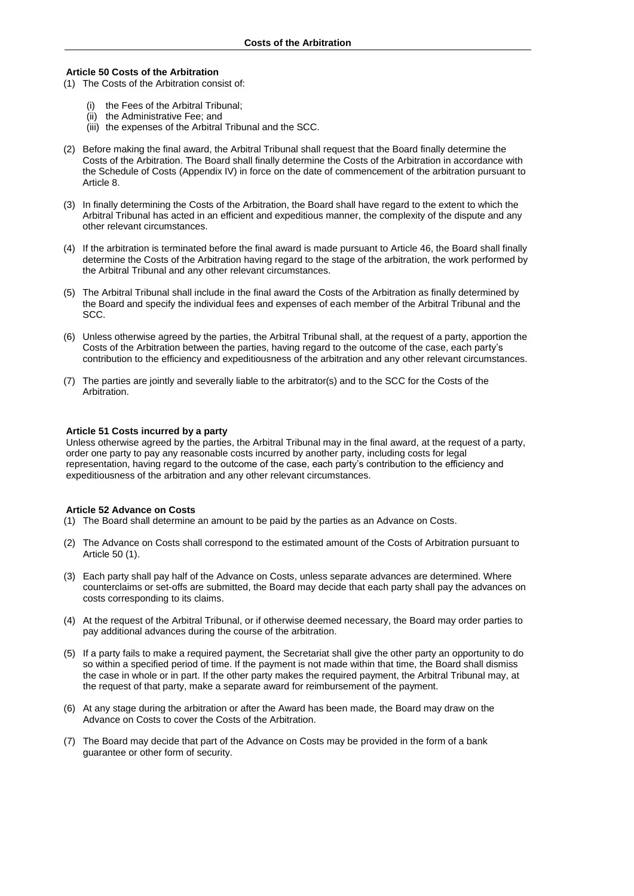### Article 50 Costs of the Arbitration

(1) The Costs of the Arbitration consist of:

- (i) the Fees of the Arbitral Tribunal;
- (ii) the Administrative Fee; and
- (iii) the expenses of the Arbitral Tribunal and the SCC.

(2) Before making the final award, the Arbitral Tribunal shall request that the Board finally determine the Costs of the Arbitration. The Board shall finally determine the Costs of the Arbitration in accordance with the Schedule of Costs (Appendix IV) in force on the date of commencement of the arbitration pursuant to Article 8.

(3) In finally determining the Costs of the Arbitration, the Board shall have regard to the extent to which the Arbitral Tribunal has acted in an efficient and expeditious manner, the complexity of the dispute and any other relevant circumstances.

(4) If the arbitration is terminated before the final award is made pursuant to Article 46, the Board shall finally determine the Costs of the Arbitration having regard to the stage of the arbitration, the work performed by the Arbitral Tribunal and any other relevant circumstances.

(5) The Arbitral Tribunal shall include in the final award the Costs of the Arbitration as finally determined by the Board and specify the individual fees and expenses of each member of the Arbitral Tribunal and the SCC.

(6) Unless otherwise agreed by the parties, the Arbitral Tribunal shall, at the request of a party, apportion the Costs of the Arbitration between the parties, having regard to the outcome of the case, each party's contribution to the efficiency and expeditiousness of the arbitration and any other relevant circumstances.

(7) The parties are jointly and severally liable to the arbitrator(s) and to the SCC for the Costs of the Arbitration.

### Article 51 Costs incurred by a party

Unless otherwise agreed by the parties, the Arbitral Tribunal may in the final award, at the request of a party, order one party to pay any reasonable costs incurred by another party, including costs for legal representation, having regard to the outcome of the case, each party's contribution to the efficiency and expeditiousness of the arbitration and any other relevant circumstances.

### Article 52 Advance on Costs

(1) The Board shall determine an amount to be paid by the parties as an Advance on Costs.

(2) The Advance on Costs shall correspond to the estimated amount of the Costs of Arbitration pursuant to Article 50 (1).

(3) Each party shall pay half of the Advance on Costs, unless separate advances are determined. Where counterclaims or set-offs are submitted, the Board may decide that each party shall pay the advances on costs corresponding to its claims.

(4) At the request of the Arbitral Tribunal, or if otherwise deemed necessary, the Board may order parties to pay additional advances during the course of the arbitration.

(5) If a party fails to make a required payment, the Secretariat shall give the other party an opportunity to do so within a specified period of time. If the payment is not made within that time, the Board shall dismiss the case in whole or in part. If the other party makes the required payment, the Arbitral Tribunal may, at the request of that party, make a separate award for reimbursement of the payment.

(6) At any stage during the arbitration or after the Award has been made, the Board may draw on the Advance on Costs to cover the Costs of the Arbitration.

(7) The Board may decide that part of the Advance on Costs may be provided in the form of a bank guarantee or other form of security.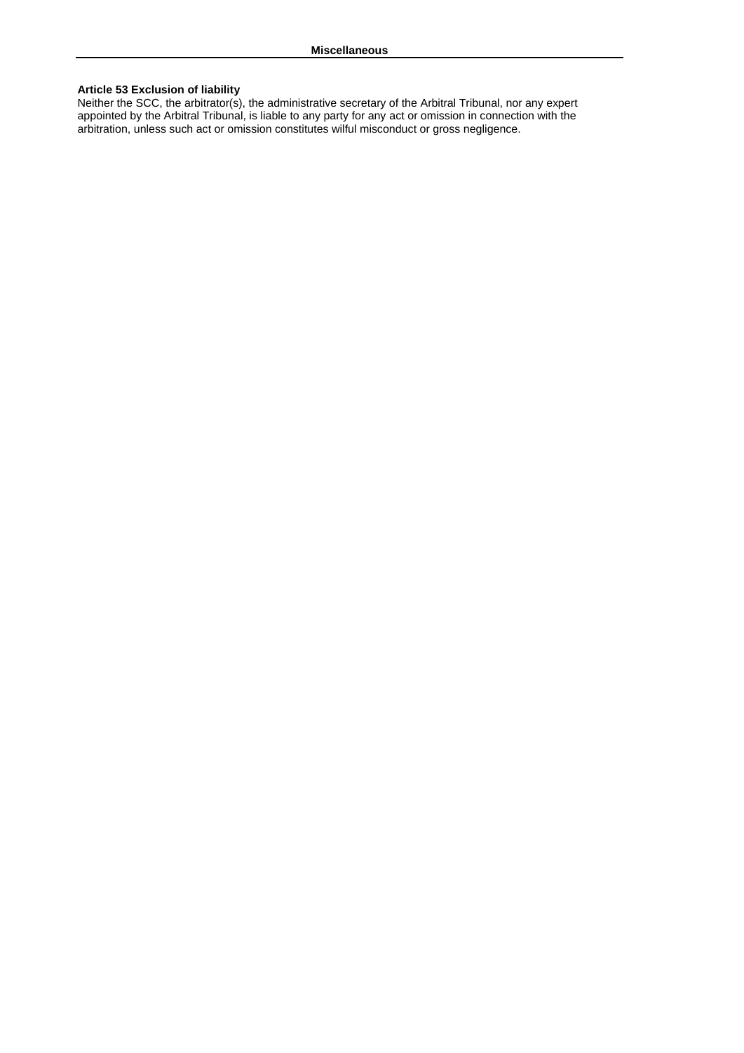## Miscellaneous

**Article 53 Exclusion of liability**

Neither the SCC, the arbitrator(s), the administrative secretary of the Arbitral Tribunal, nor any expert appointed by the Arbitral Tribunal, is liable to any party for any act or omission in connection with the arbitration, unless such act or omission constitutes wilful misconduct or gross negligence.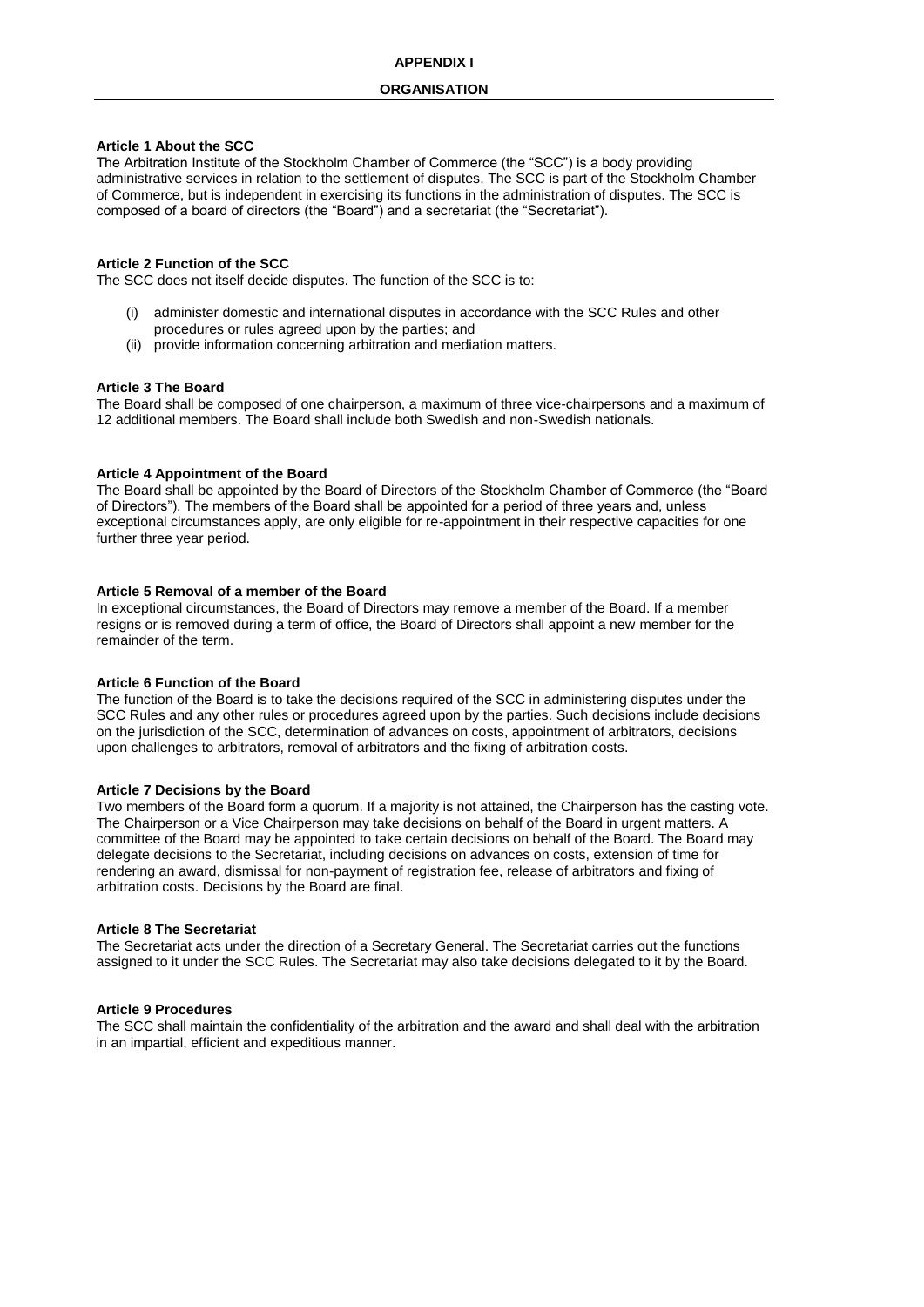# APPENDIX I

## ORGANISATION

### Article 1 About the SCC

The Arbitration Institute of the Stockholm Chamber of Commerce (the "SCC") is a body providing administrative services in relation to the settlement of disputes. The SCC is part of the Stockholm Chamber of Commerce, but is independent in exercising its functions in the administration of disputes. The SCC is composed of a board of directors (the "Board") and a secretariat (the "Secretariat").

### Article 2 Function of the SCC

The SCC does not itself decide disputes. The function of the SCC is to:

(i) administer domestic and international disputes in accordance with the SCC Rules and other procedures or rules agreed upon by the parties; and

(ii) provide information concerning arbitration and mediation matters.

### Article 3 The Board

The Board shall be composed of one chairperson, a maximum of three vice-chairpersons and a maximum of 12 additional members. The Board shall include both Swedish and non-Swedish nationals.

### Article 4 Appointment of the Board

The Board shall be appointed by the Board of Directors of the Stockholm Chamber of Commerce (the "Board of Directors"). The members of the Board shall be appointed for a period of three years and, unless exceptional circumstances apply, are only eligible for re-appointment in their respective capacities for one further three year period.

### Article 5 Removal of a member of the Board

In exceptional circumstances, the Board of Directors may remove a member of the Board. If a member resigns or is removed during a term of office, the Board of Directors shall appoint a new member for the remainder of the term.

### Article 6 Function of the Board

The function of the Board is to take the decisions required of the SCC in administering disputes under the SCC Rules and any other rules or procedures agreed upon by the parties. Such decisions include decisions on the jurisdiction of the SCC, determination of advances on costs, appointment of arbitrators, decisions upon challenges to arbitrators, removal of arbitrators and the fixing of arbitration costs.

### Article 7 Decisions by the Board

Two members of the Board form a quorum. If a majority is not attained, the Chairperson has the casting vote. The Chairperson or a Vice Chairperson may take decisions on behalf of the Board in urgent matters. A committee of the Board may be appointed to take certain decisions on behalf of the Board. The Board may delegate decisions to the Secretariat, including decisions on advances on costs, extension of time for rendering an award, dismissal for non-payment of registration fee, release of arbitrators and fixing of arbitration costs. Decisions by the Board are final.

### Article 8 The Secretariat

The Secretariat acts under the direction of a Secretary General. The Secretariat carries out the functions assigned to it under the SCC Rules. The Secretariat may also take decisions delegated to it by the Board.

### Article 9 Procedures

The SCC shall maintain the confidentiality of the arbitration and the award and shall deal with the arbitration in an impartial, efficient and expeditious manner.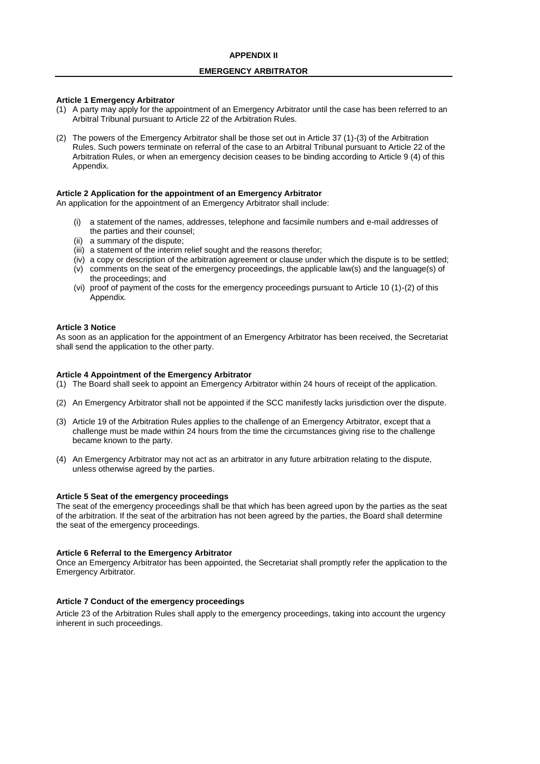# APPENDIX II

## EMERGENCY ARBITRATOR

**Article 1 Emergency Arbitrator**

(1) A party may apply for the appointment of an Emergency Arbitrator until the case has been referred to an Arbitral Tribunal pursuant to Article 22 of the Arbitration Rules.

(2) The powers of the Emergency Arbitrator shall be those set out in Article 37 (1)-(3) of the Arbitration Rules. Such powers terminate on referral of the case to an Arbitral Tribunal pursuant to Article 22 of the Arbitration Rules, or when an emergency decision ceases to be binding according to Article 9 (4) of this Appendix.

**Article 2 Application for the appointment of an Emergency Arbitrator**

An application for the appointment of an Emergency Arbitrator shall include:

(i) a statement of the names, addresses, telephone and facsimile numbers and e-mail addresses of the parties and their counsel;
(ii) a summary of the dispute;
(iii) a statement of the interim relief sought and the reasons therefor;
(iv) a copy or description of the arbitration agreement or clause under which the dispute is to be settled;
(v) comments on the seat of the emergency proceedings, the applicable law(s) and the language(s) of the proceedings; and
(vi) proof of payment of the costs for the emergency proceedings pursuant to Article 10 (1)-(2) of this Appendix.

**Article 3 Notice**

As soon as an application for the appointment of an Emergency Arbitrator has been received, the Secretariat shall send the application to the other party.

**Article 4 Appointment of the Emergency Arbitrator**

(1) The Board shall seek to appoint an Emergency Arbitrator within 24 hours of receipt of the application.

(2) An Emergency Arbitrator shall not be appointed if the SCC manifestly lacks jurisdiction over the dispute.

(3) Article 19 of the Arbitration Rules applies to the challenge of an Emergency Arbitrator, except that a challenge must be made within 24 hours from the time the circumstances giving rise to the challenge became known to the party.

(4) An Emergency Arbitrator may not act as an arbitrator in any future arbitration relating to the dispute, unless otherwise agreed by the parties.

**Article 5 Seat of the emergency proceedings**

The seat of the emergency proceedings shall be that which has been agreed upon by the parties as the seat of the arbitration. If the seat of the arbitration has not been agreed by the parties, the Board shall determine the seat of the emergency proceedings.

**Article 6 Referral to the Emergency Arbitrator**

Once an Emergency Arbitrator has been appointed, the Secretariat shall promptly refer the application to the Emergency Arbitrator.

**Article 7 Conduct of the emergency proceedings**

Article 23 of the Arbitration Rules shall apply to the emergency proceedings, taking into account the urgency inherent in such proceedings.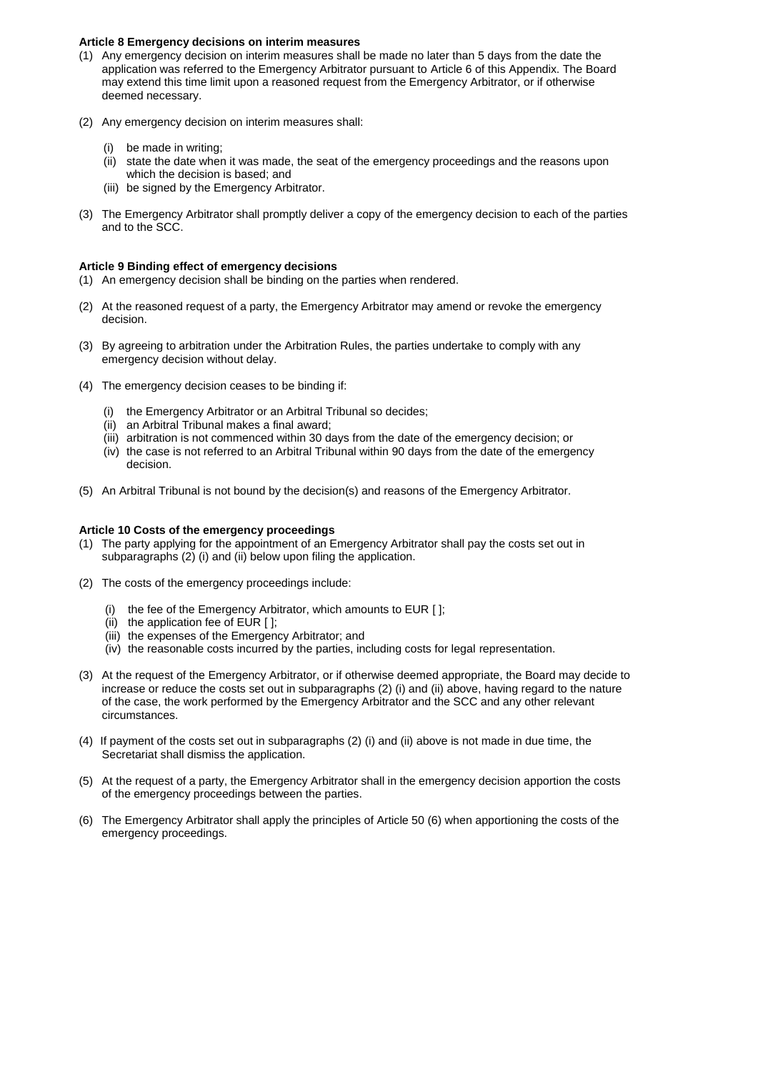**Article 8 Emergency decisions on interim measures**

(1) Any emergency decision on interim measures shall be made no later than 5 days from the date the application was referred to the Emergency Arbitrator pursuant to Article 6 of this Appendix. The Board may extend this time limit upon a reasoned request from the Emergency Arbitrator, or if otherwise deemed necessary.

(2) Any emergency decision on interim measures shall:

(i) be made in writing;
(ii) state the date when it was made, the seat of the emergency proceedings and the reasons upon which the decision is based; and
(iii) be signed by the Emergency Arbitrator.

(3) The Emergency Arbitrator shall promptly deliver a copy of the emergency decision to each of the parties and to the SCC.

**Article 9 Binding effect of emergency decisions**

(1) An emergency decision shall be binding on the parties when rendered.

(2) At the reasoned request of a party, the Emergency Arbitrator may amend or revoke the emergency decision.

(3) By agreeing to arbitration under the Arbitration Rules, the parties undertake to comply with any emergency decision without delay.

(4) The emergency decision ceases to be binding if:

(i) the Emergency Arbitrator or an Arbitral Tribunal so decides;
(ii) an Arbitral Tribunal makes a final award;
(iii) arbitration is not commenced within 30 days from the date of the emergency decision; or
(iv) the case is not referred to an Arbitral Tribunal within 90 days from the date of the emergency decision.

(5) An Arbitral Tribunal is not bound by the decision(s) and reasons of the Emergency Arbitrator.

**Article 10 Costs of the emergency proceedings**

(1) The party applying for the appointment of an Emergency Arbitrator shall pay the costs set out in subparagraphs (2) (i) and (ii) below upon filing the application.

(2) The costs of the emergency proceedings include:

(i) the fee of the Emergency Arbitrator, which amounts to EUR [ ];
(ii) the application fee of EUR [ ];
(iii) the expenses of the Emergency Arbitrator; and
(iv) the reasonable costs incurred by the parties, including costs for legal representation.

(3) At the request of the Emergency Arbitrator, or if otherwise deemed appropriate, the Board may decide to increase or reduce the costs set out in subparagraphs (2) (i) and (ii) above, having regard to the nature of the case, the work performed by the Emergency Arbitrator and the SCC and any other relevant circumstances.

(4) If payment of the costs set out in subparagraphs (2) (i) and (ii) above is not made in due time, the Secretariat shall dismiss the application.

(5) At the request of a party, the Emergency Arbitrator shall in the emergency decision apportion the costs of the emergency proceedings between the parties.

(6) The Emergency Arbitrator shall apply the principles of Article 50 (6) when apportioning the costs of the emergency proceedings.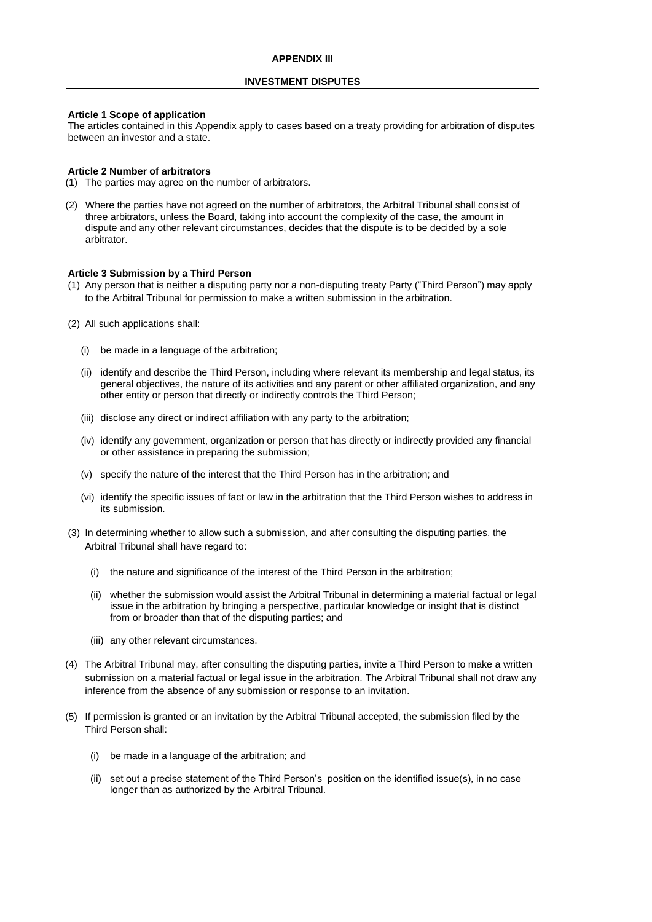## APPENDIX III

## INVESTMENT DISPUTES

**Article 1 Scope of application**

The articles contained in this Appendix apply to cases based on a treaty providing for arbitration of disputes between an investor and a state.

**Article 2 Number of arbitrators**

(1) The parties may agree on the number of arbitrators.

(2) Where the parties have not agreed on the number of arbitrators, the Arbitral Tribunal shall consist of three arbitrators, unless the Board, taking into account the complexity of the case, the amount in dispute and any other relevant circumstances, decides that the dispute is to be decided by a sole arbitrator.

**Article 3 Submission by a Third Person**

(1) Any person that is neither a disputing party nor a non-disputing treaty Party ("Third Person") may apply to the Arbitral Tribunal for permission to make a written submission in the arbitration.

(2) All such applications shall:

(i) be made in a language of the arbitration;

(ii) identify and describe the Third Person, including where relevant its membership and legal status, its general objectives, the nature of its activities and any parent or other affiliated organization, and any other entity or person that directly or indirectly controls the Third Person;

(iii) disclose any direct or indirect affiliation with any party to the arbitration;

(iv) identify any government, organization or person that has directly or indirectly provided any financial or other assistance in preparing the submission;

(v) specify the nature of the interest that the Third Person has in the arbitration; and

(vi) identify the specific issues of fact or law in the arbitration that the Third Person wishes to address in its submission.

(3) In determining whether to allow such a submission, and after consulting the disputing parties, the Arbitral Tribunal shall have regard to:

(i) the nature and significance of the interest of the Third Person in the arbitration;

(ii) whether the submission would assist the Arbitral Tribunal in determining a material factual or legal issue in the arbitration by bringing a perspective, particular knowledge or insight that is distinct from or broader than that of the disputing parties; and

(iii) any other relevant circumstances.

(4) The Arbitral Tribunal may, after consulting the disputing parties, invite a Third Person to make a written submission on a material factual or legal issue in the arbitration. The Arbitral Tribunal shall not draw any inference from the absence of any submission or response to an invitation.

(5) If permission is granted or an invitation by the Arbitral Tribunal accepted, the submission filed by the Third Person shall:

(i) be made in a language of the arbitration; and

(ii) set out a precise statement of the Third Person's position on the identified issue(s), in no case longer than as authorized by the Arbitral Tribunal.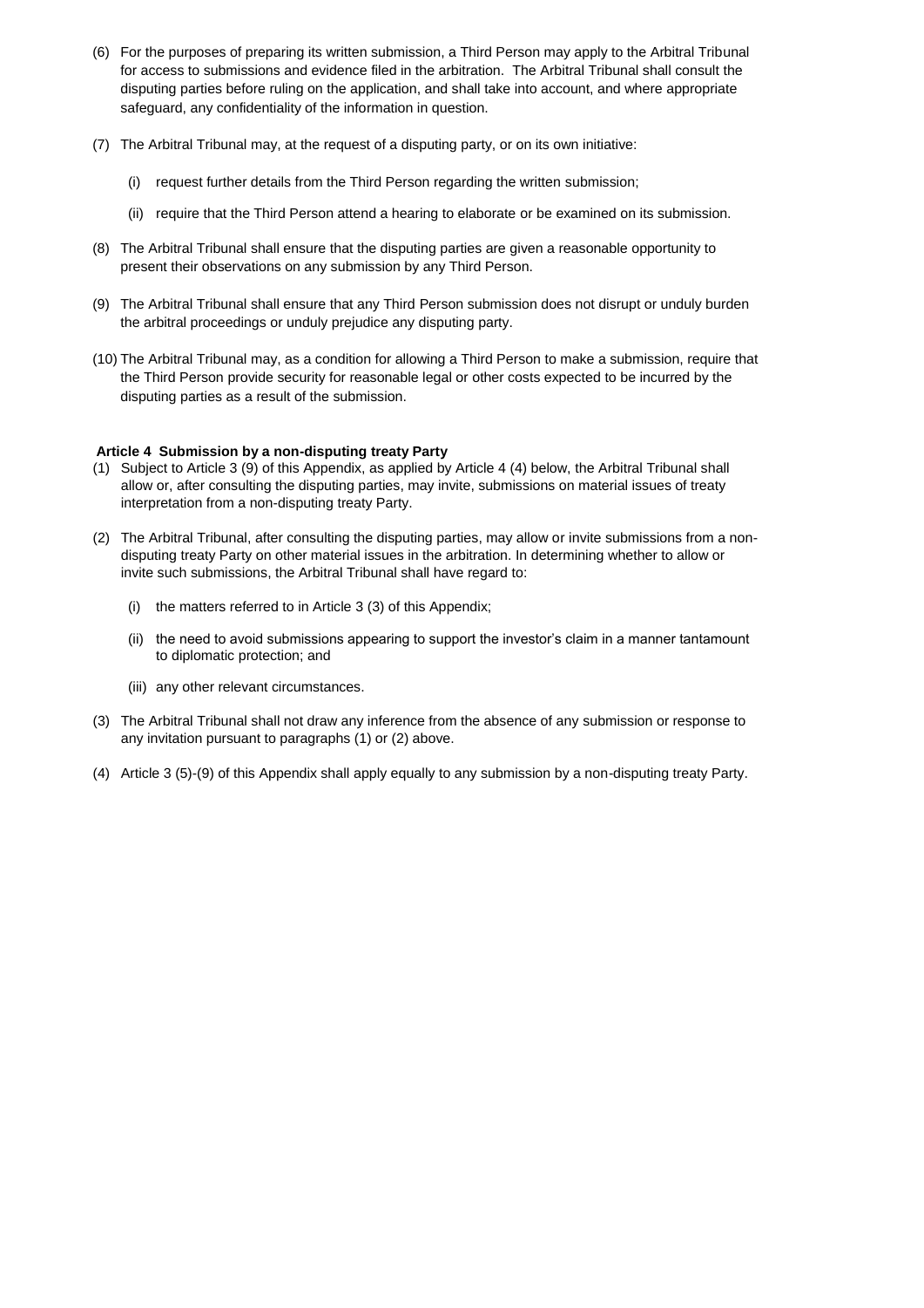(6) For the purposes of preparing its written submission, a Third Person may apply to the Arbitral Tribunal for access to submissions and evidence filed in the arbitration. The Arbitral Tribunal shall consult the disputing parties before ruling on the application, and shall take into account, and where appropriate safeguard, any confidentiality of the information in question.

(7) The Arbitral Tribunal may, at the request of a disputing party, or on its own initiative:

   (i) request further details from the Third Person regarding the written submission;

   (ii) require that the Third Person attend a hearing to elaborate or be examined on its submission.

(8) The Arbitral Tribunal shall ensure that the disputing parties are given a reasonable opportunity to present their observations on any submission by any Third Person.

(9) The Arbitral Tribunal shall ensure that any Third Person submission does not disrupt or unduly burden the arbitral proceedings or unduly prejudice any disputing party.

(10) The Arbitral Tribunal may, as a condition for allowing a Third Person to make a submission, require that the Third Person provide security for reasonable legal or other costs expected to be incurred by the disputing parties as a result of the submission.

**Article 4 Submission by a non-disputing treaty Party**

(1) Subject to Article 3 (9) of this Appendix, as applied by Article 4 (4) below, the Arbitral Tribunal shall allow or, after consulting the disputing parties, may invite, submissions on material issues of treaty interpretation from a non-disputing treaty Party.

(2) The Arbitral Tribunal, after consulting the disputing parties, may allow or invite submissions from a non-disputing treaty Party on other material issues in the arbitration. In determining whether to allow or invite such submissions, the Arbitral Tribunal shall have regard to:

   (i) the matters referred to in Article 3 (3) of this Appendix;

   (ii) the need to avoid submissions appearing to support the investor's claim in a manner tantamount to diplomatic protection; and

   (iii) any other relevant circumstances.

(3) The Arbitral Tribunal shall not draw any inference from the absence of any submission or response to any invitation pursuant to paragraphs (1) or (2) above.

(4) Article 3 (5)-(9) of this Appendix shall apply equally to any submission by a non-disputing treaty Party.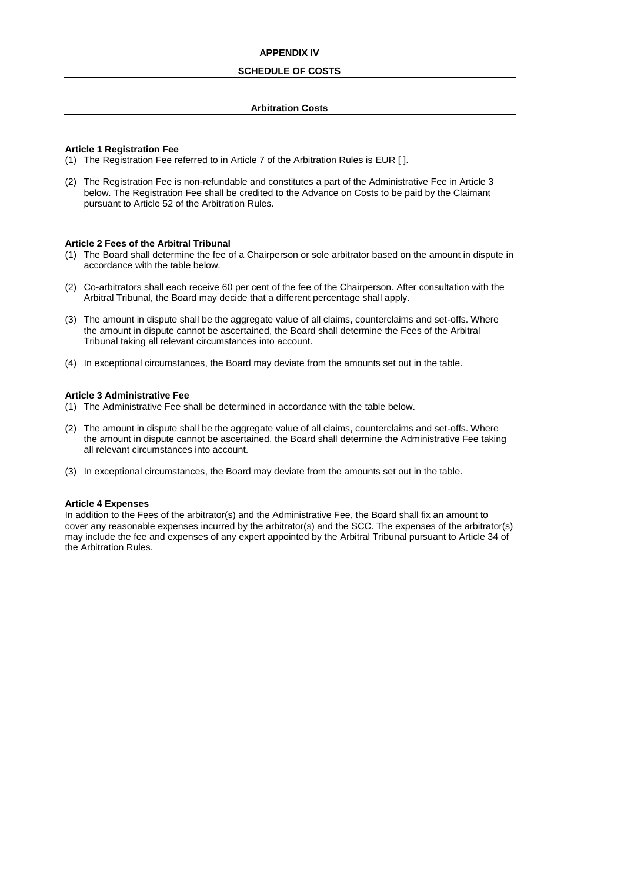# APPENDIX IV

## SCHEDULE OF COSTS

### Arbitration Costs

**Article 1 Registration Fee**

(1) The Registration Fee referred to in Article 7 of the Arbitration Rules is EUR [ ].

(2) The Registration Fee is non-refundable and constitutes a part of the Administrative Fee in Article 3 below. The Registration Fee shall be credited to the Advance on Costs to be paid by the Claimant pursuant to Article 52 of the Arbitration Rules.

**Article 2 Fees of the Arbitral Tribunal**

(1) The Board shall determine the fee of a Chairperson or sole arbitrator based on the amount in dispute in accordance with the table below.

(2) Co-arbitrators shall each receive 60 per cent of the fee of the Chairperson. After consultation with the Arbitral Tribunal, the Board may decide that a different percentage shall apply.

(3) The amount in dispute shall be the aggregate value of all claims, counterclaims and set-offs. Where the amount in dispute cannot be ascertained, the Board shall determine the Fees of the Arbitral Tribunal taking all relevant circumstances into account.

(4) In exceptional circumstances, the Board may deviate from the amounts set out in the table.

**Article 3 Administrative Fee**

(1) The Administrative Fee shall be determined in accordance with the table below.

(2) The amount in dispute shall be the aggregate value of all claims, counterclaims and set-offs. Where the amount in dispute cannot be ascertained, the Board shall determine the Administrative Fee taking all relevant circumstances into account.

(3) In exceptional circumstances, the Board may deviate from the amounts set out in the table.

**Article 4 Expenses**

In addition to the Fees of the arbitrator(s) and the Administrative Fee, the Board shall fix an amount to cover any reasonable expenses incurred by the arbitrator(s) and the SCC. The expenses of the arbitrator(s) may include the fee and expenses of any expert appointed by the Arbitral Tribunal pursuant to Article 34 of the Arbitration Rules.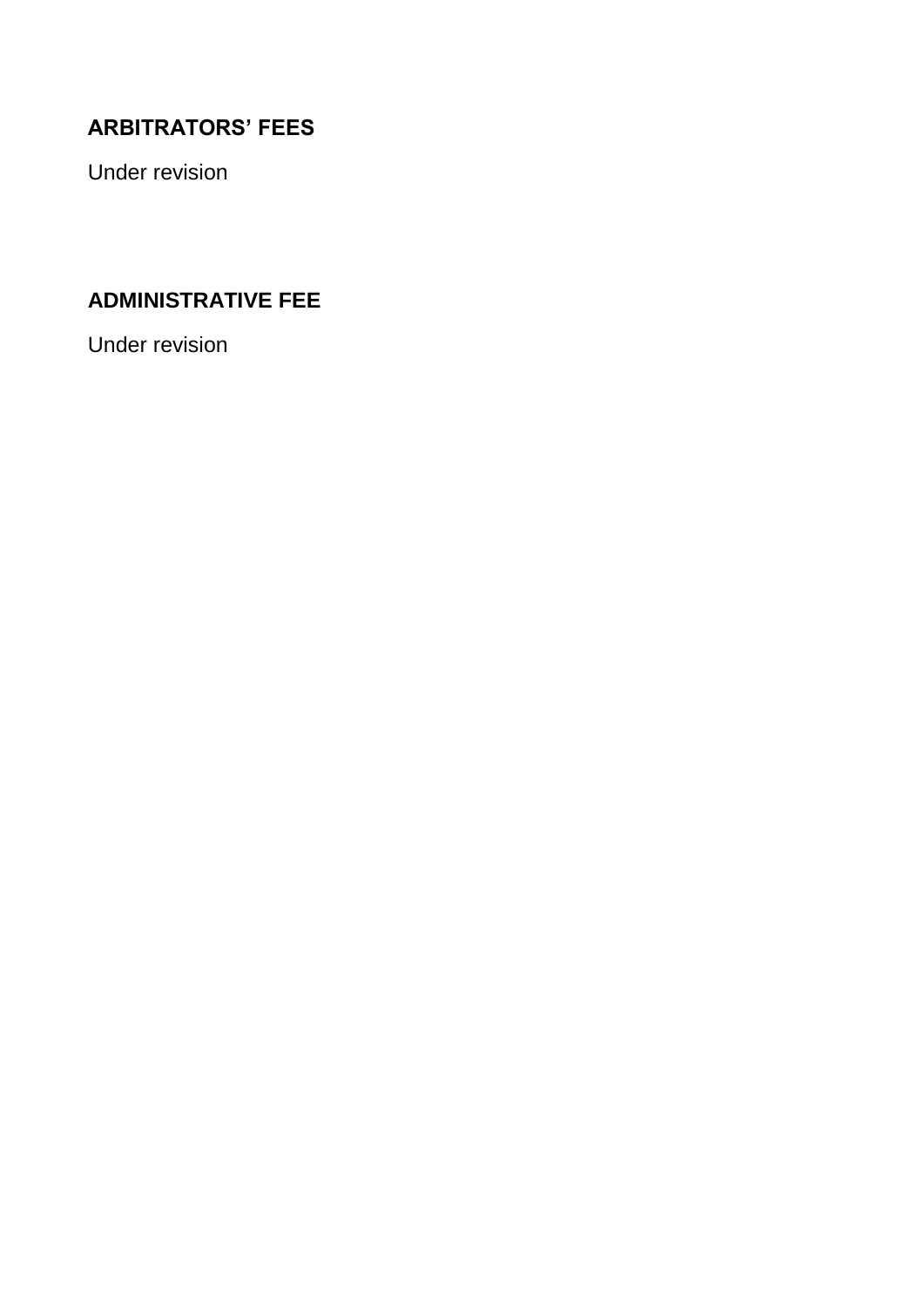## ARBITRATORS’ FEES

Under revision

## ADMINISTRATIVE FEE

Under revision